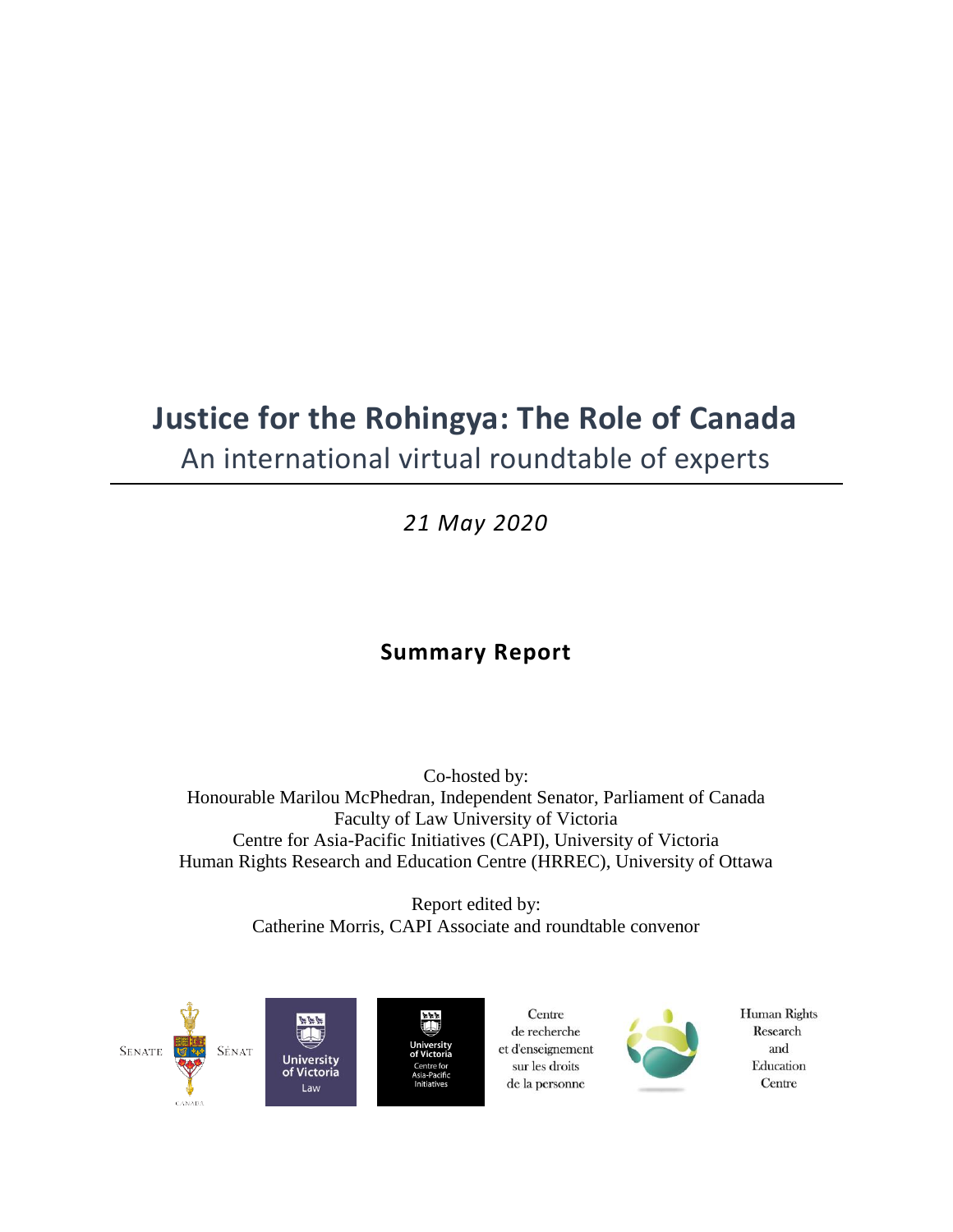# Justice for the Rohingya: The Role of Canada

An international virtual roundtable of experts

*21 May 2020*

**Summary Report**

Co-hosted by:
Honourable Marilou McPhedran, Independent Senator, Parliament of Canada
Faculty of Law University of Victoria
Centre for Asia-Pacific Initiatives (CAPI), University of Victoria
Human Rights Research and Education Centre (HRREC), University of Ottawa

Report edited by:
Catherine Morris, CAPI Associate and roundtable convenor

SENATE SÉNAT CANADA

University of Victoria Law

University of Victoria Centre for Asia-Pacific Initiatives

Centre de recherche et d'enseignement sur les droits de la personne

Human Rights Research and Education Centre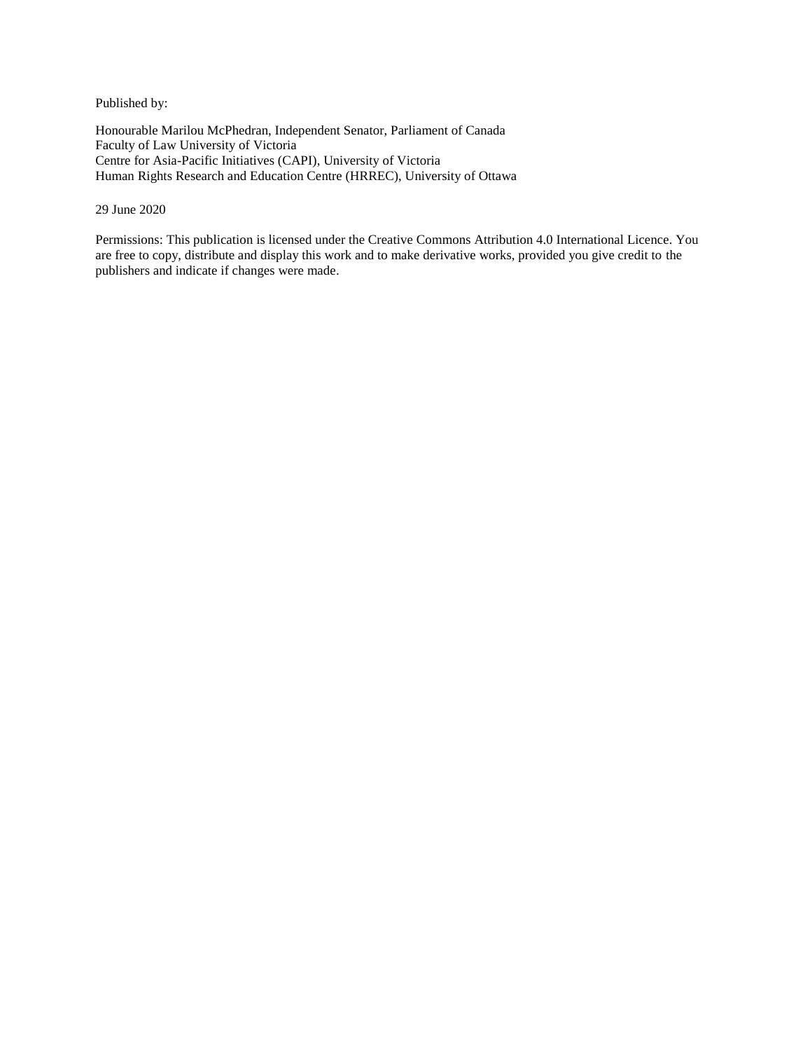Published by:

Honourable Marilou McPhedran, Independent Senator, Parliament of Canada
Faculty of Law University of Victoria
Centre for Asia-Pacific Initiatives (CAPI), University of Victoria
Human Rights Research and Education Centre (HRREC), University of Ottawa

29 June 2020

Permissions: This publication is licensed under the Creative Commons Attribution 4.0 International Licence. You are free to copy, distribute and display this work and to make derivative works, provided you give credit to the publishers and indicate if changes were made.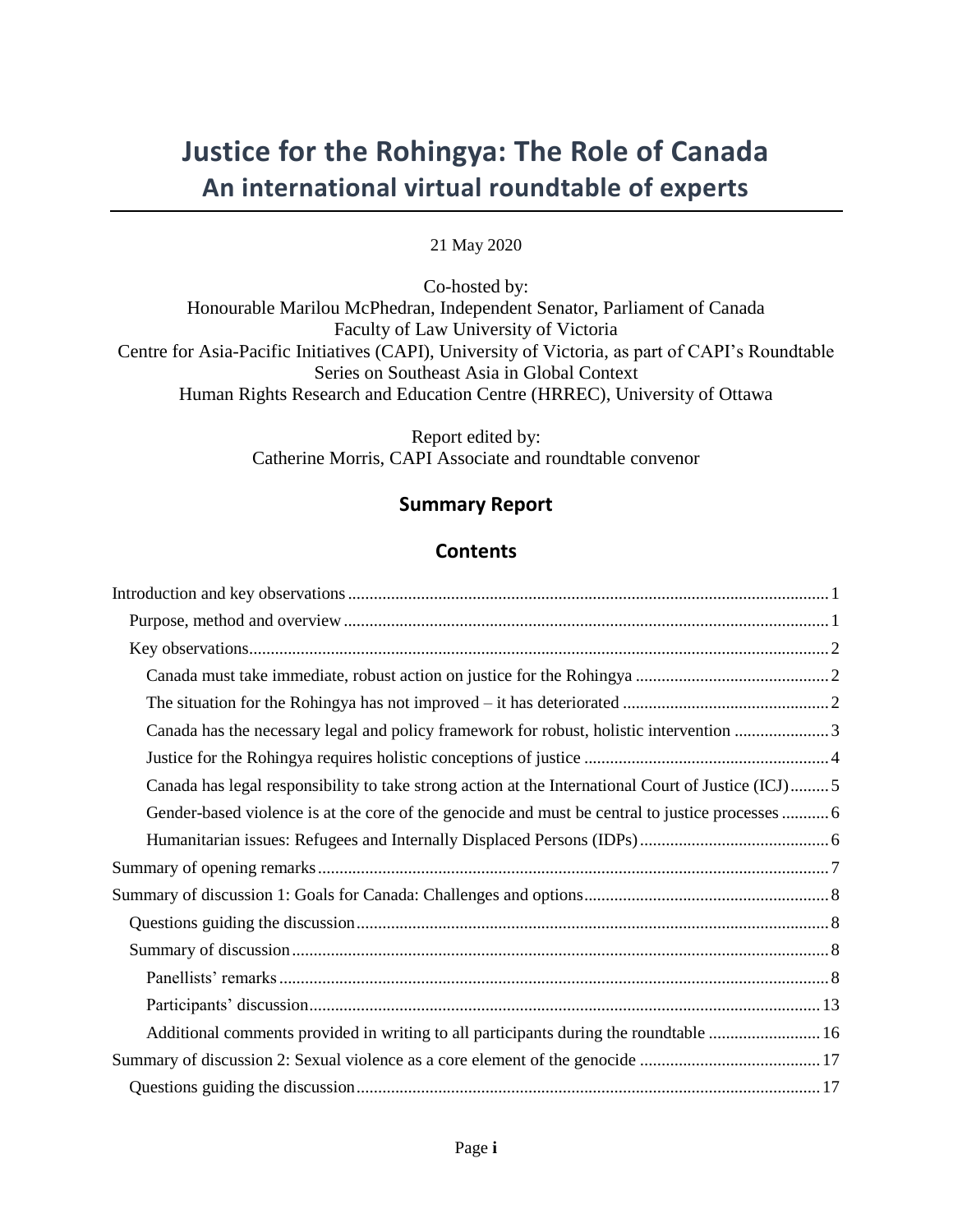# Justice for the Rohingya: The Role of Canada

## An international virtual roundtable of experts

21 May 2020

Co-hosted by:
Honourable Marilou McPhedran, Independent Senator, Parliament of Canada
Faculty of Law University of Victoria
Centre for Asia-Pacific Initiatives (CAPI), University of Victoria, as part of CAPI's Roundtable Series on Southeast Asia in Global Context
Human Rights Research and Education Centre (HRREC), University of Ottawa

Report edited by:
Catherine Morris, CAPI Associate and roundtable convenor

### Summary Report

### Contents

Introduction and key observations ........ 1
- Purpose, method and overview ........ 1
- Key observations ........ 2
  - Canada must take immediate, robust action on justice for the Rohingya ........ 2
  - The situation for the Rohingya has not improved – it has deteriorated ........ 2
  - Canada has the necessary legal and policy framework for robust, holistic intervention ........ 3
  - Justice for the Rohingya requires holistic conceptions of justice ........ 4
  - Canada has legal responsibility to take strong action at the International Court of Justice (ICJ) ........ 5
  - Gender-based violence is at the core of the genocide and must be central to justice processes ........ 6
  - Humanitarian issues: Refugees and Internally Displaced Persons (IDPs) ........ 6

Summary of opening remarks ........ 7

Summary of discussion 1: Goals for Canada: Challenges and options ........ 8
- Questions guiding the discussion ........ 8
- Summary of discussion ........ 8
  - Panellists' remarks ........ 8
  - Participants' discussion ........ 13
  - Additional comments provided in writing to all participants during the roundtable ........ 16

Summary of discussion 2: Sexual violence as a core element of the genocide ........ 17
- Questions guiding the discussion ........ 17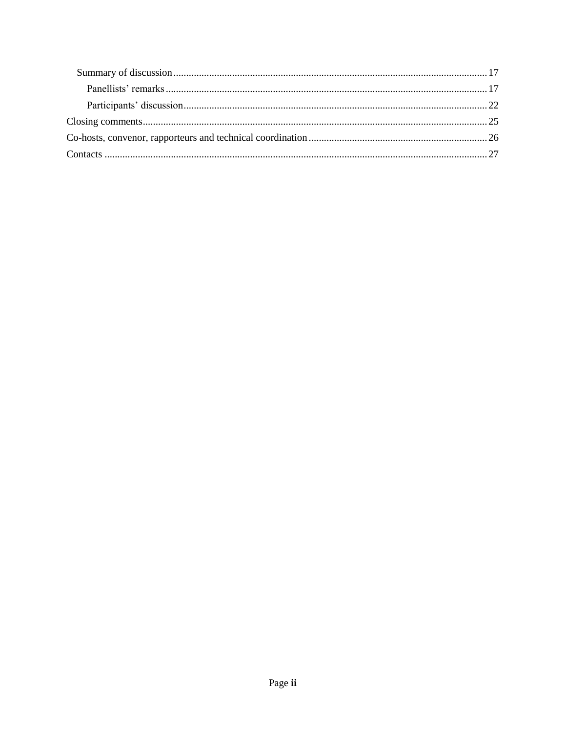- Summary of discussion ... 17
  - Panellists' remarks ... 17
  - Participants' discussion ... 22
- Closing comments ... 25
- Co-hosts, convenor, rapporteurs and technical coordination ... 26
- Contacts ... 27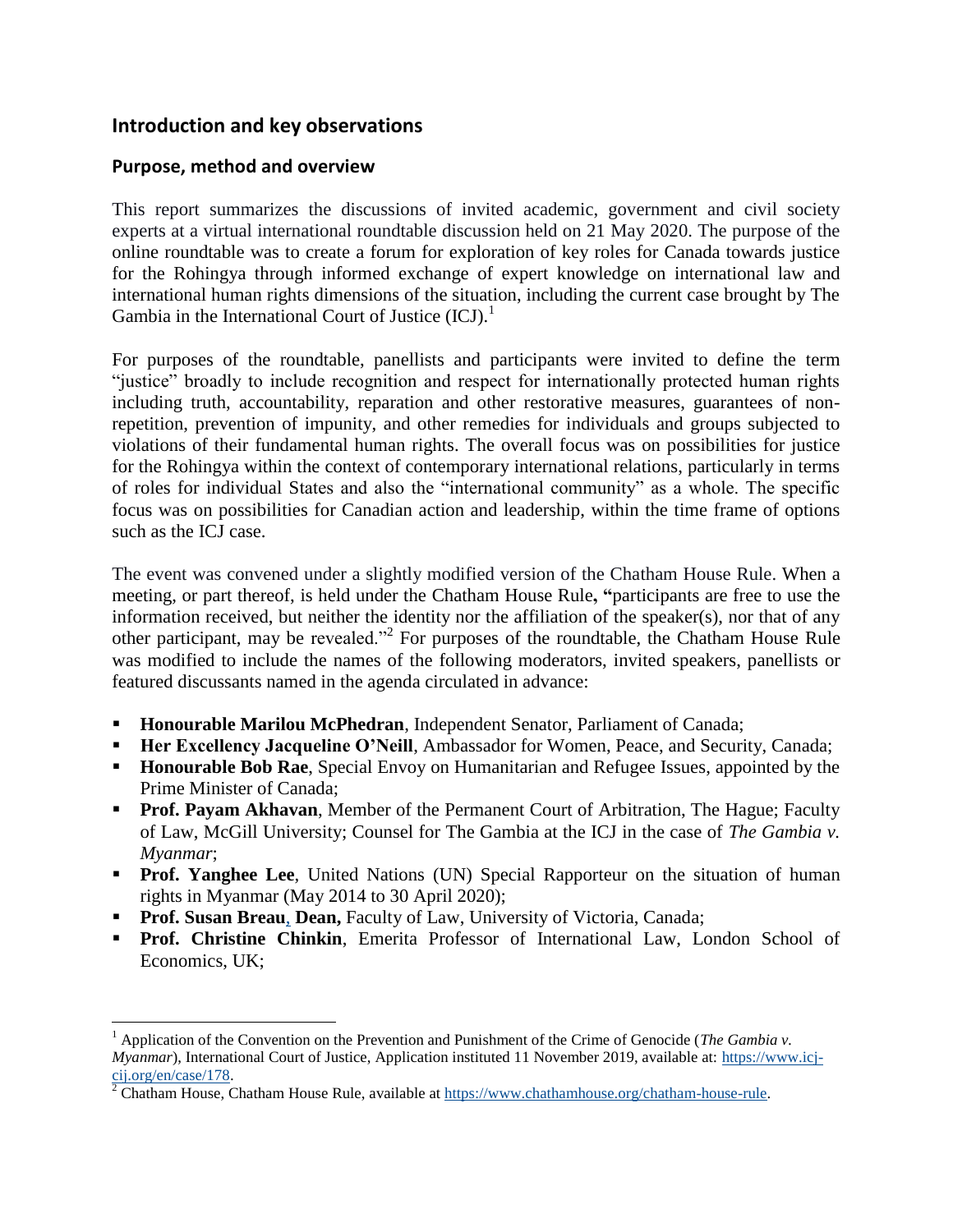## Introduction and key observations

### Purpose, method and overview

This report summarizes the discussions of invited academic, government and civil society experts at a virtual international roundtable discussion held on 21 May 2020. The purpose of the online roundtable was to create a forum for exploration of key roles for Canada towards justice for the Rohingya through informed exchange of expert knowledge on international law and international human rights dimensions of the situation, including the current case brought by The Gambia in the International Court of Justice (ICJ).[1]

For purposes of the roundtable, panellists and participants were invited to define the term "justice" broadly to include recognition and respect for internationally protected human rights including truth, accountability, reparation and other restorative measures, guarantees of non-repetition, prevention of impunity, and other remedies for individuals and groups subjected to violations of their fundamental human rights. The overall focus was on possibilities for justice for the Rohingya within the context of contemporary international relations, particularly in terms of roles for individual States and also the "international community" as a whole. The specific focus was on possibilities for Canadian action and leadership, within the time frame of options such as the ICJ case.

The event was convened under a slightly modified version of the Chatham House Rule. When a meeting, or part thereof, is held under the Chatham House Rule**, "**participants are free to use the information received, but neither the identity nor the affiliation of the speaker(s), nor that of any other participant, may be revealed."[2] For purposes of the roundtable, the Chatham House Rule was modified to include the names of the following moderators, invited speakers, panellists or featured discussants named in the agenda circulated in advance:

- **Honourable Marilou McPhedran**, Independent Senator, Parliament of Canada;
- **Her Excellency Jacqueline O'Neill**, Ambassador for Women, Peace, and Security, Canada;
- **Honourable Bob Rae**, Special Envoy on Humanitarian and Refugee Issues, appointed by the Prime Minister of Canada;
- **Prof. Payam Akhavan**, Member of the Permanent Court of Arbitration, The Hague; Faculty of Law, McGill University; Counsel for The Gambia at the ICJ in the case of *The Gambia v. Myanmar*;
- **Prof. Yanghee Lee**, United Nations (UN) Special Rapporteur on the situation of human rights in Myanmar (May 2014 to 30 April 2020);
- **Prof. Susan Breau, Dean,** Faculty of Law, University of Victoria, Canada;
- **Prof. Christine Chinkin**, Emerita Professor of International Law, London School of Economics, UK;

---

[1] Application of the Convention on the Prevention and Punishment of the Crime of Genocide (*The Gambia v. Myanmar*), International Court of Justice, Application instituted 11 November 2019, available at: https://www.icj-cij.org/en/case/178.

[2] Chatham House, Chatham House Rule, available at https://www.chathamhouse.org/chatham-house-rule.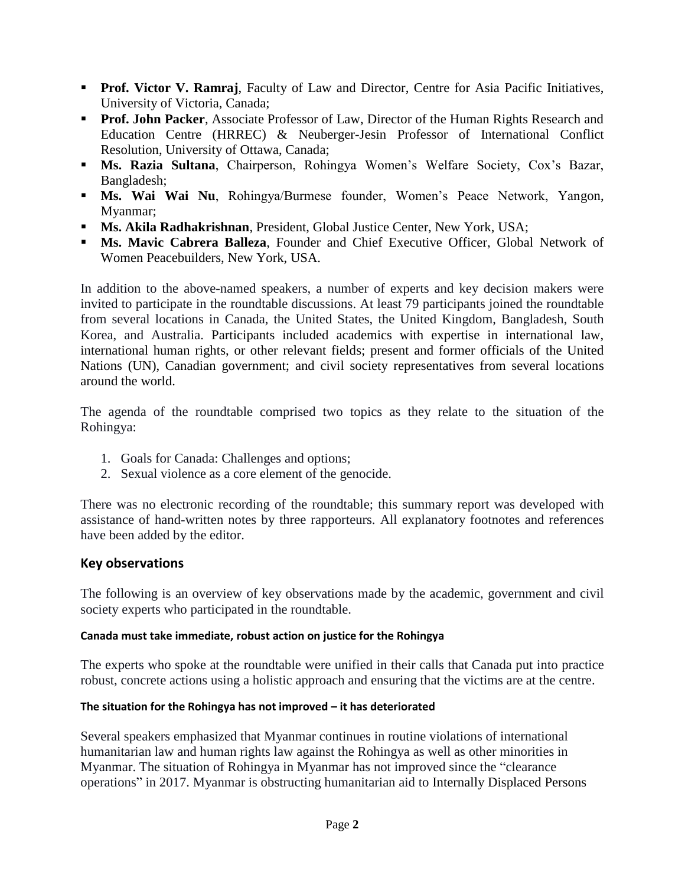- **Prof. Victor V. Ramraj**, Faculty of Law and Director, Centre for Asia Pacific Initiatives, University of Victoria, Canada;
- **Prof. John Packer**, Associate Professor of Law, Director of the Human Rights Research and Education Centre (HRREC) & Neuberger-Jesin Professor of International Conflict Resolution, University of Ottawa, Canada;
- **Ms. Razia Sultana**, Chairperson, Rohingya Women's Welfare Society, Cox's Bazar, Bangladesh;
- **Ms. Wai Wai Nu**, Rohingya/Burmese founder, Women's Peace Network, Yangon, Myanmar;
- **Ms. Akila Radhakrishnan**, President, Global Justice Center, New York, USA;
- **Ms. Mavic Cabrera Balleza**, Founder and Chief Executive Officer, Global Network of Women Peacebuilders, New York, USA.

In addition to the above-named speakers, a number of experts and key decision makers were invited to participate in the roundtable discussions. At least 79 participants joined the roundtable from several locations in Canada, the United States, the United Kingdom, Bangladesh, South Korea, and Australia. Participants included academics with expertise in international law, international human rights, or other relevant fields; present and former officials of the United Nations (UN), Canadian government; and civil society representatives from several locations around the world.

The agenda of the roundtable comprised two topics as they relate to the situation of the Rohingya:

1. Goals for Canada: Challenges and options;
2. Sexual violence as a core element of the genocide.

There was no electronic recording of the roundtable; this summary report was developed with assistance of hand-written notes by three rapporteurs. All explanatory footnotes and references have been added by the editor.

## Key observations

The following is an overview of key observations made by the academic, government and civil society experts who participated in the roundtable.

#### Canada must take immediate, robust action on justice for the Rohingya

The experts who spoke at the roundtable were unified in their calls that Canada put into practice robust, concrete actions using a holistic approach and ensuring that the victims are at the centre.

#### The situation for the Rohingya has not improved – it has deteriorated

Several speakers emphasized that Myanmar continues in routine violations of international humanitarian law and human rights law against the Rohingya as well as other minorities in Myanmar. The situation of Rohingya in Myanmar has not improved since the "clearance operations" in 2017. Myanmar is obstructing humanitarian aid to Internally Displaced Persons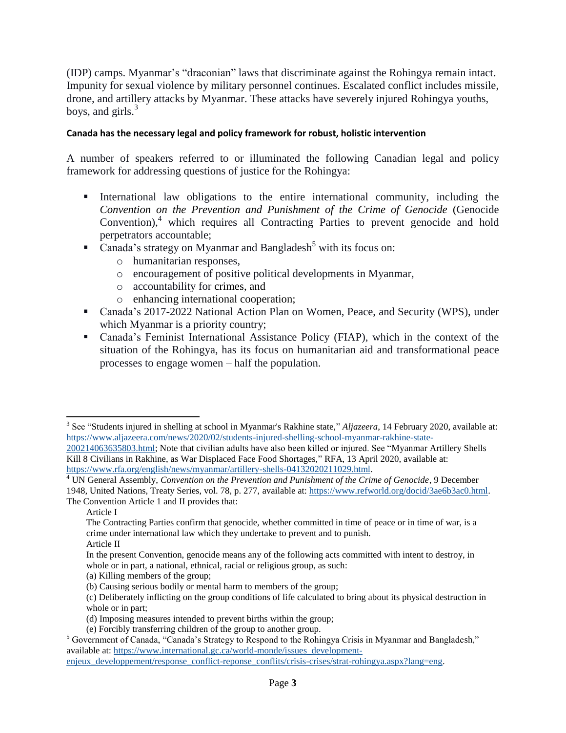(IDP) camps. Myanmar's "draconian" laws that discriminate against the Rohingya remain intact. Impunity for sexual violence by military personnel continues. Escalated conflict includes missile, drone, and artillery attacks by Myanmar. These attacks have severely injured Rohingya youths, boys, and girls.[3]

**Canada has the necessary legal and policy framework for robust, holistic intervention**

A number of speakers referred to or illuminated the following Canadian legal and policy framework for addressing questions of justice for the Rohingya:

- International law obligations to the entire international community, including the *Convention on the Prevention and Punishment of the Crime of Genocide* (Genocide Convention),[4] which requires all Contracting Parties to prevent genocide and hold perpetrators accountable;
- Canada's strategy on Myanmar and Bangladesh[5] with its focus on:
  - humanitarian responses,
  - encouragement of positive political developments in Myanmar,
  - accountability for crimes, and
  - enhancing international cooperation;
- Canada's 2017-2022 National Action Plan on Women, Peace, and Security (WPS), under which Myanmar is a priority country;
- Canada's Feminist International Assistance Policy (FIAP), which in the context of the situation of the Rohingya, has its focus on humanitarian aid and transformational peace processes to engage women – half the population.

---

[3] See "Students injured in shelling at school in Myanmar's Rakhine state," *Aljazeera*, 14 February 2020, available at: https://www.aljazeera.com/news/2020/02/students-injured-shelling-school-myanmar-rakhine-state-200214063635803.html; Note that civilian adults have also been killed or injured. See "Myanmar Artillery Shells Kill 8 Civilians in Rakhine, as War Displaced Face Food Shortages," RFA, 13 April 2020, available at: https://www.rfa.org/english/news/myanmar/artillery-shells-04132020211029.html.

[4] UN General Assembly, *Convention on the Prevention and Punishment of the Crime of Genocide*, 9 December 1948, United Nations, Treaty Series, vol. 78, p. 277, available at: https://www.refworld.org/docid/3ae6b3ac0.html. The Convention Article 1 and II provides that:

> Article I
>
> The Contracting Parties confirm that genocide, whether committed in time of peace or in time of war, is a crime under international law which they undertake to prevent and to punish.
>
> Article II
>
> In the present Convention, genocide means any of the following acts committed with intent to destroy, in whole or in part, a national, ethnical, racial or religious group, as such:
>
> (a) Killing members of the group;
>
> (b) Causing serious bodily or mental harm to members of the group;
>
> (c) Deliberately inflicting on the group conditions of life calculated to bring about its physical destruction in whole or in part;
>
> (d) Imposing measures intended to prevent births within the group;
>
> (e) Forcibly transferring children of the group to another group.

[5] Government of Canada, "Canada's Strategy to Respond to the Rohingya Crisis in Myanmar and Bangladesh," available at: https://www.international.gc.ca/world-monde/issues_development-enjeux_developpement/response_conflict-reponse_conflits/crisis-crises/strat-rohingya.aspx?lang=eng.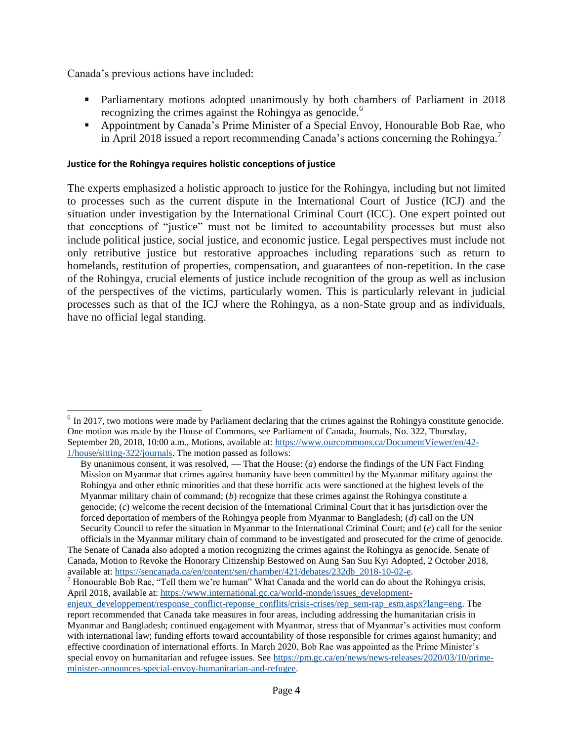Canada's previous actions have included:

- Parliamentary motions adopted unanimously by both chambers of Parliament in 2018 recognizing the crimes against the Rohingya as genocide.[6]
- Appointment by Canada's Prime Minister of a Special Envoy, Honourable Bob Rae, who in April 2018 issued a report recommending Canada's actions concerning the Rohingya.[7]

#### Justice for the Rohingya requires holistic conceptions of justice

The experts emphasized a holistic approach to justice for the Rohingya, including but not limited to processes such as the current dispute in the International Court of Justice (ICJ) and the situation under investigation by the International Criminal Court (ICC). One expert pointed out that conceptions of "justice" must not be limited to accountability processes but must also include political justice, social justice, and economic justice. Legal perspectives must include not only retributive justice but restorative approaches including reparations such as return to homelands, restitution of properties, compensation, and guarantees of non-repetition. In the case of the Rohingya, crucial elements of justice include recognition of the group as well as inclusion of the perspectives of the victims, particularly women. This is particularly relevant in judicial processes such as that of the ICJ where the Rohingya, as a non-State group and as individuals, have no official legal standing.

---

[6] In 2017, two motions were made by Parliament declaring that the crimes against the Rohingya constitute genocide. One motion was made by the House of Commons, see Parliament of Canada, Journals, No. 322, Thursday, September 20, 2018, 10:00 a.m., Motions, available at: https://www.ourcommons.ca/DocumentViewer/en/42-1/house/sitting-322/journals. The motion passed as follows:

> By unanimous consent, it was resolved, — That the House: (*a*) endorse the findings of the UN Fact Finding Mission on Myanmar that crimes against humanity have been committed by the Myanmar military against the Rohingya and other ethnic minorities and that these horrific acts were sanctioned at the highest levels of the Myanmar military chain of command; (*b*) recognize that these crimes against the Rohingya constitute a genocide; (*c*) welcome the recent decision of the International Criminal Court that it has jurisdiction over the forced deportation of members of the Rohingya people from Myanmar to Bangladesh; (*d*) call on the UN Security Council to refer the situation in Myanmar to the International Criminal Court; and (*e*) call for the senior officials in the Myanmar military chain of command to be investigated and prosecuted for the crime of genocide.

The Senate of Canada also adopted a motion recognizing the crimes against the Rohingya as genocide. Senate of Canada, Motion to Revoke the Honorary Citizenship Bestowed on Aung San Suu Kyi Adopted, 2 October 2018, available at: https://sencanada.ca/en/content/sen/chamber/421/debates/232db_2018-10-02-e.

[7] Honourable Bob Rae, "Tell them we're human" What Canada and the world can do about the Rohingya crisis, April 2018, available at: https://www.international.gc.ca/world-monde/issues_development-enjeux_developpement/response_conflict-reponse_conflits/crisis-crises/rep_sem-rap_esm.aspx?lang=eng. The report recommended that Canada take measures in four areas, including addressing the humanitarian crisis in Myanmar and Bangladesh; continued engagement with Myanmar, stress that of Myanmar's activities must conform with international law; funding efforts toward accountability of those responsible for crimes against humanity; and effective coordination of international efforts. In March 2020, Bob Rae was appointed as the Prime Minister's special envoy on humanitarian and refugee issues. See https://pm.gc.ca/en/news/news-releases/2020/03/10/prime-minister-announces-special-envoy-humanitarian-and-refugee.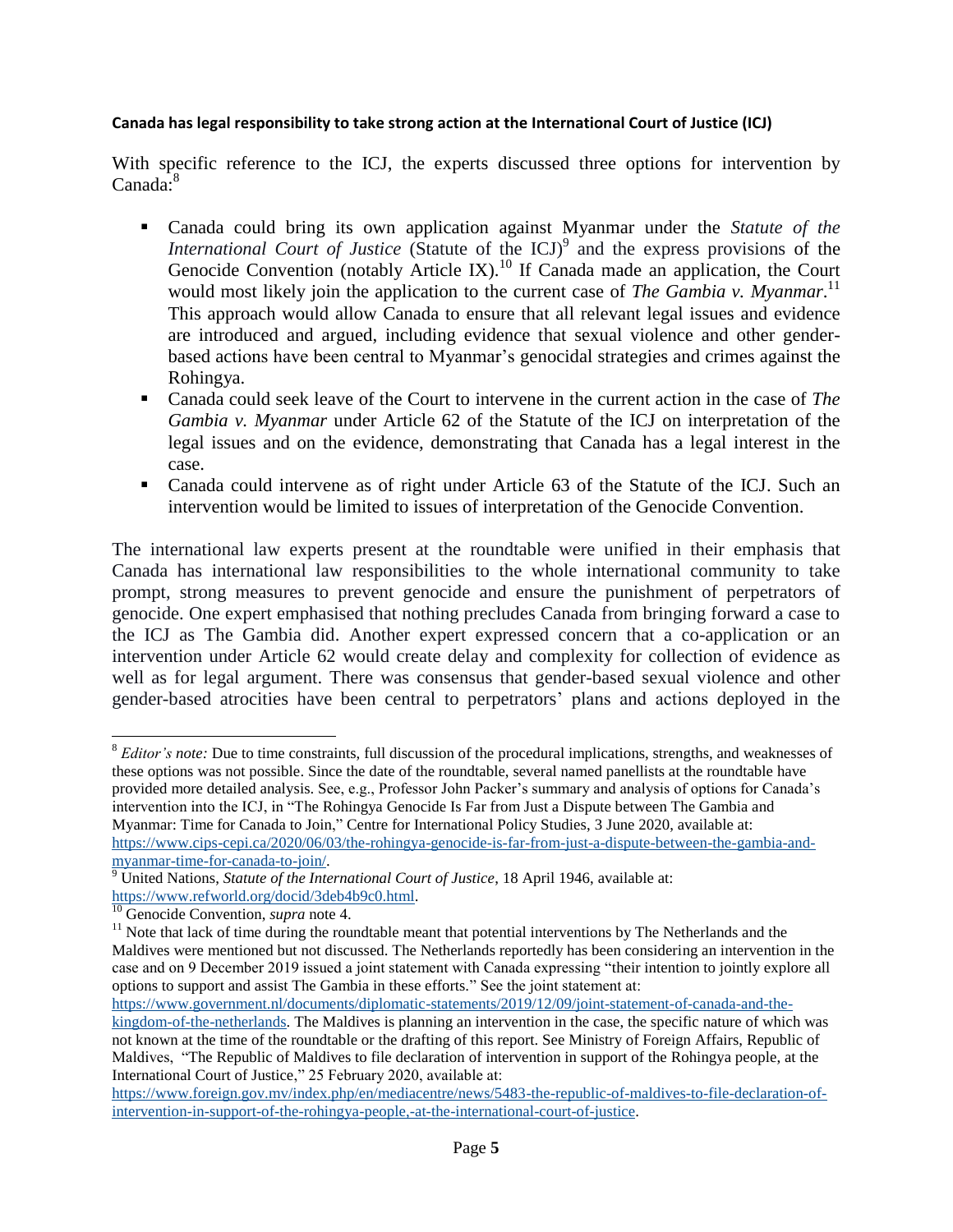**Canada has legal responsibility to take strong action at the International Court of Justice (ICJ)**

With specific reference to the ICJ, the experts discussed three options for intervention by Canada:[8]

- Canada could bring its own application against Myanmar under the *Statute of the International Court of Justice* (Statute of the ICJ)[9] and the express provisions of the Genocide Convention (notably Article IX).[10] If Canada made an application, the Court would most likely join the application to the current case of *The Gambia v. Myanmar*.[11] This approach would allow Canada to ensure that all relevant legal issues and evidence are introduced and argued, including evidence that sexual violence and other gender-based actions have been central to Myanmar's genocidal strategies and crimes against the Rohingya.
- Canada could seek leave of the Court to intervene in the current action in the case of *The Gambia v. Myanmar* under Article 62 of the Statute of the ICJ on interpretation of the legal issues and on the evidence, demonstrating that Canada has a legal interest in the case.
- Canada could intervene as of right under Article 63 of the Statute of the ICJ. Such an intervention would be limited to issues of interpretation of the Genocide Convention.

The international law experts present at the roundtable were unified in their emphasis that Canada has international law responsibilities to the whole international community to take prompt, strong measures to prevent genocide and ensure the punishment of perpetrators of genocide. One expert emphasised that nothing precludes Canada from bringing forward a case to the ICJ as The Gambia did. Another expert expressed concern that a co-application or an intervention under Article 62 would create delay and complexity for collection of evidence as well as for legal argument. There was consensus that gender-based sexual violence and other gender-based atrocities have been central to perpetrators' plans and actions deployed in the

---

[8] *Editor's note:* Due to time constraints, full discussion of the procedural implications, strengths, and weaknesses of these options was not possible. Since the date of the roundtable, several named panellists at the roundtable have provided more detailed analysis. See, e.g., Professor John Packer's summary and analysis of options for Canada's intervention into the ICJ, in "The Rohingya Genocide Is Far from Just a Dispute between The Gambia and Myanmar: Time for Canada to Join," Centre for International Policy Studies, 3 June 2020, available at: https://www.cips-cepi.ca/2020/06/03/the-rohingya-genocide-is-far-from-just-a-dispute-between-the-gambia-and-myanmar-time-for-canada-to-join/.

[9] United Nations, *Statute of the International Court of Justice*, 18 April 1946, available at: https://www.refworld.org/docid/3deb4b9c0.html.

[10] Genocide Convention, *supra* note 4.

[11] Note that lack of time during the roundtable meant that potential interventions by The Netherlands and the Maldives were mentioned but not discussed. The Netherlands reportedly has been considering an intervention in the case and on 9 December 2019 issued a joint statement with Canada expressing "their intention to jointly explore all options to support and assist The Gambia in these efforts." See the joint statement at: https://www.government.nl/documents/diplomatic-statements/2019/12/09/joint-statement-of-canada-and-the-kingdom-of-the-netherlands. The Maldives is planning an intervention in the case, the specific nature of which was not known at the time of the roundtable or the drafting of this report. See Ministry of Foreign Affairs, Republic of Maldives, "The Republic of Maldives to file declaration of intervention in support of the Rohingya people, at the International Court of Justice," 25 February 2020, available at: https://www.foreign.gov.mv/index.php/en/mediacentre/news/5483-the-republic-of-maldives-to-file-declaration-of-intervention-in-support-of-the-rohingya-people,-at-the-international-court-of-justice.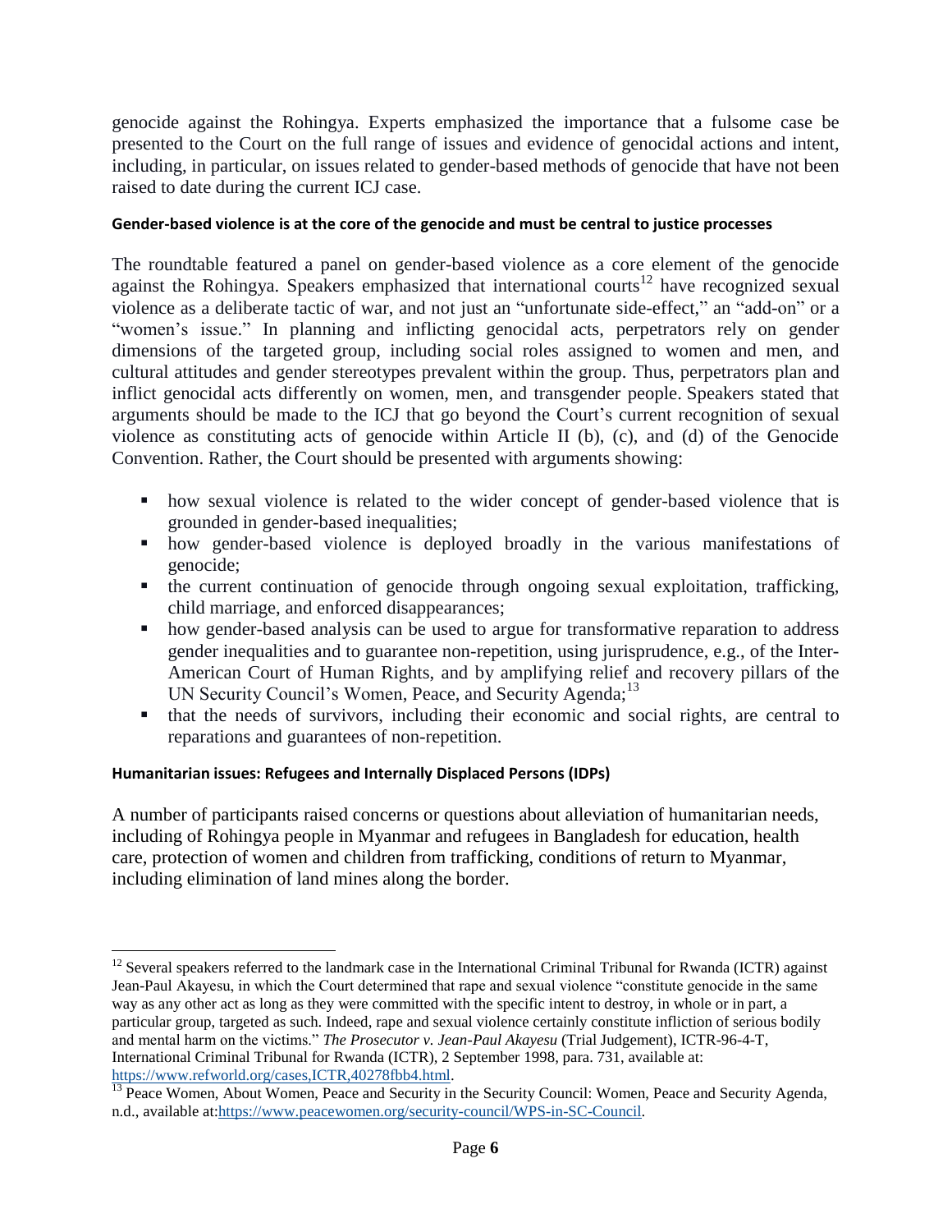genocide against the Rohingya. Experts emphasized the importance that a fulsome case be presented to the Court on the full range of issues and evidence of genocidal actions and intent, including, in particular, on issues related to gender-based methods of genocide that have not been raised to date during the current ICJ case.

**Gender-based violence is at the core of the genocide and must be central to justice processes**

The roundtable featured a panel on gender-based violence as a core element of the genocide against the Rohingya. Speakers emphasized that international courts[12] have recognized sexual violence as a deliberate tactic of war, and not just an "unfortunate side-effect," an "add-on" or a "women's issue." In planning and inflicting genocidal acts, perpetrators rely on gender dimensions of the targeted group, including social roles assigned to women and men, and cultural attitudes and gender stereotypes prevalent within the group. Thus, perpetrators plan and inflict genocidal acts differently on women, men, and transgender people. Speakers stated that arguments should be made to the ICJ that go beyond the Court's current recognition of sexual violence as constituting acts of genocide within Article II (b), (c), and (d) of the Genocide Convention. Rather, the Court should be presented with arguments showing:

- how sexual violence is related to the wider concept of gender-based violence that is grounded in gender-based inequalities;
- how gender-based violence is deployed broadly in the various manifestations of genocide;
- the current continuation of genocide through ongoing sexual exploitation, trafficking, child marriage, and enforced disappearances;
- how gender-based analysis can be used to argue for transformative reparation to address gender inequalities and to guarantee non-repetition, using jurisprudence, e.g., of the Inter-American Court of Human Rights, and by amplifying relief and recovery pillars of the UN Security Council's Women, Peace, and Security Agenda;[13]
- that the needs of survivors, including their economic and social rights, are central to reparations and guarantees of non-repetition.

**Humanitarian issues: Refugees and Internally Displaced Persons (IDPs)**

A number of participants raised concerns or questions about alleviation of humanitarian needs, including of Rohingya people in Myanmar and refugees in Bangladesh for education, health care, protection of women and children from trafficking, conditions of return to Myanmar, including elimination of land mines along the border.

---

[12] Several speakers referred to the landmark case in the International Criminal Tribunal for Rwanda (ICTR) against Jean-Paul Akayesu, in which the Court determined that rape and sexual violence "constitute genocide in the same way as any other act as long as they were committed with the specific intent to destroy, in whole or in part, a particular group, targeted as such. Indeed, rape and sexual violence certainly constitute infliction of serious bodily and mental harm on the victims." *The Prosecutor v. Jean-Paul Akayesu* (Trial Judgement), ICTR-96-4-T, International Criminal Tribunal for Rwanda (ICTR), 2 September 1998, para. 731, available at: https://www.refworld.org/cases,ICTR,40278fbb4.html.

[13] Peace Women, About Women, Peace and Security in the Security Council: Women, Peace and Security Agenda, n.d., available at:https://www.peacewomen.org/security-council/WPS-in-SC-Council.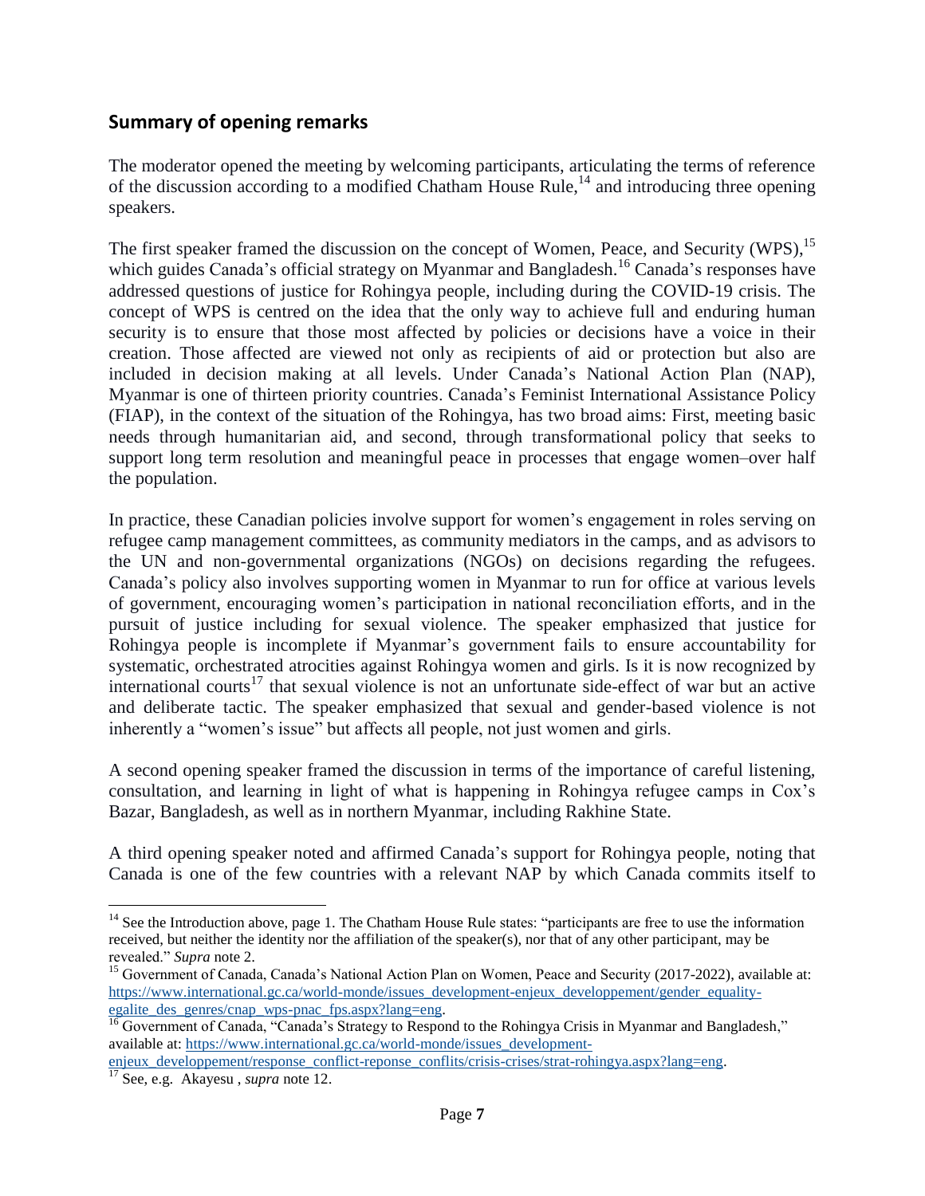## Summary of opening remarks

The moderator opened the meeting by welcoming participants, articulating the terms of reference of the discussion according to a modified Chatham House Rule,[14] and introducing three opening speakers.

The first speaker framed the discussion on the concept of Women, Peace, and Security (WPS),[15] which guides Canada's official strategy on Myanmar and Bangladesh.[16] Canada's responses have addressed questions of justice for Rohingya people, including during the COVID-19 crisis. The concept of WPS is centred on the idea that the only way to achieve full and enduring human security is to ensure that those most affected by policies or decisions have a voice in their creation. Those affected are viewed not only as recipients of aid or protection but also are included in decision making at all levels. Under Canada's National Action Plan (NAP), Myanmar is one of thirteen priority countries. Canada's Feminist International Assistance Policy (FIAP), in the context of the situation of the Rohingya, has two broad aims: First, meeting basic needs through humanitarian aid, and second, through transformational policy that seeks to support long term resolution and meaningful peace in processes that engage women–over half the population.

In practice, these Canadian policies involve support for women's engagement in roles serving on refugee camp management committees, as community mediators in the camps, and as advisors to the UN and non-governmental organizations (NGOs) on decisions regarding the refugees. Canada's policy also involves supporting women in Myanmar to run for office at various levels of government, encouraging women's participation in national reconciliation efforts, and in the pursuit of justice including for sexual violence. The speaker emphasized that justice for Rohingya people is incomplete if Myanmar's government fails to ensure accountability for systematic, orchestrated atrocities against Rohingya women and girls. Is it is now recognized by international courts[17] that sexual violence is not an unfortunate side-effect of war but an active and deliberate tactic. The speaker emphasized that sexual and gender-based violence is not inherently a "women's issue" but affects all people, not just women and girls.

A second opening speaker framed the discussion in terms of the importance of careful listening, consultation, and learning in light of what is happening in Rohingya refugee camps in Cox's Bazar, Bangladesh, as well as in northern Myanmar, including Rakhine State.

A third opening speaker noted and affirmed Canada's support for Rohingya people, noting that Canada is one of the few countries with a relevant NAP by which Canada commits itself to

---

[14] See the Introduction above, page 1. The Chatham House Rule states: "participants are free to use the information received, but neither the identity nor the affiliation of the speaker(s), nor that of any other participant, may be revealed." *Supra* note 2.

[15] Government of Canada, Canada's National Action Plan on Women, Peace and Security (2017-2022), available at: https://www.international.gc.ca/world-monde/issues_development-enjeux_developpement/gender_equality-egalite_des_genres/cnap_wps-pnac_fps.aspx?lang=eng.

[16] Government of Canada, "Canada's Strategy to Respond to the Rohingya Crisis in Myanmar and Bangladesh," available at: https://www.international.gc.ca/world-monde/issues_development-enjeux_developpement/response_conflict-reponse_conflits/crisis-crises/strat-rohingya.aspx?lang=eng.

[17] See, e.g. Akayesu , *supra* note 12.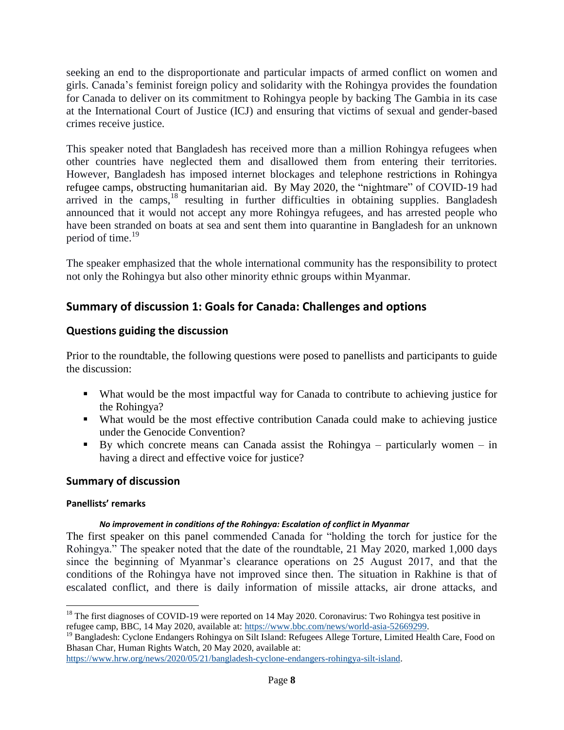seeking an end to the disproportionate and particular impacts of armed conflict on women and girls. Canada's feminist foreign policy and solidarity with the Rohingya provides the foundation for Canada to deliver on its commitment to Rohingya people by backing The Gambia in its case at the International Court of Justice (ICJ) and ensuring that victims of sexual and gender-based crimes receive justice.

This speaker noted that Bangladesh has received more than a million Rohingya refugees when other countries have neglected them and disallowed them from entering their territories. However, Bangladesh has imposed internet blockages and telephone restrictions in Rohingya refugee camps, obstructing humanitarian aid. By May 2020, the "nightmare" of COVID-19 had arrived in the camps,[18] resulting in further difficulties in obtaining supplies. Bangladesh announced that it would not accept any more Rohingya refugees, and has arrested people who have been stranded on boats at sea and sent them into quarantine in Bangladesh for an unknown period of time.[19]

The speaker emphasized that the whole international community has the responsibility to protect not only the Rohingya but also other minority ethnic groups within Myanmar.

## Summary of discussion 1: Goals for Canada: Challenges and options

### Questions guiding the discussion

Prior to the roundtable, the following questions were posed to panellists and participants to guide the discussion:

- What would be the most impactful way for Canada to contribute to achieving justice for the Rohingya?
- What would be the most effective contribution Canada could make to achieving justice under the Genocide Convention?
- By which concrete means can Canada assist the Rohingya – particularly women – in having a direct and effective voice for justice?

### Summary of discussion

#### Panellists' remarks

***No improvement in conditions of the Rohingya: Escalation of conflict in Myanmar***

The first speaker on this panel commended Canada for "holding the torch for justice for the Rohingya." The speaker noted that the date of the roundtable, 21 May 2020, marked 1,000 days since the beginning of Myanmar's clearance operations on 25 August 2017, and that the conditions of the Rohingya have not improved since then. The situation in Rakhine is that of escalated conflict, and there is daily information of missile attacks, air drone attacks, and

[18] The first diagnoses of COVID-19 were reported on 14 May 2020. Coronavirus: Two Rohingya test positive in refugee camp, BBC, 14 May 2020, available at: https://www.bbc.com/news/world-asia-52669299.

[19] Bangladesh: Cyclone Endangers Rohingya on Silt Island: Refugees Allege Torture, Limited Health Care, Food on Bhasan Char, Human Rights Watch, 20 May 2020, available at: https://www.hrw.org/news/2020/05/21/bangladesh-cyclone-endangers-rohingya-silt-island.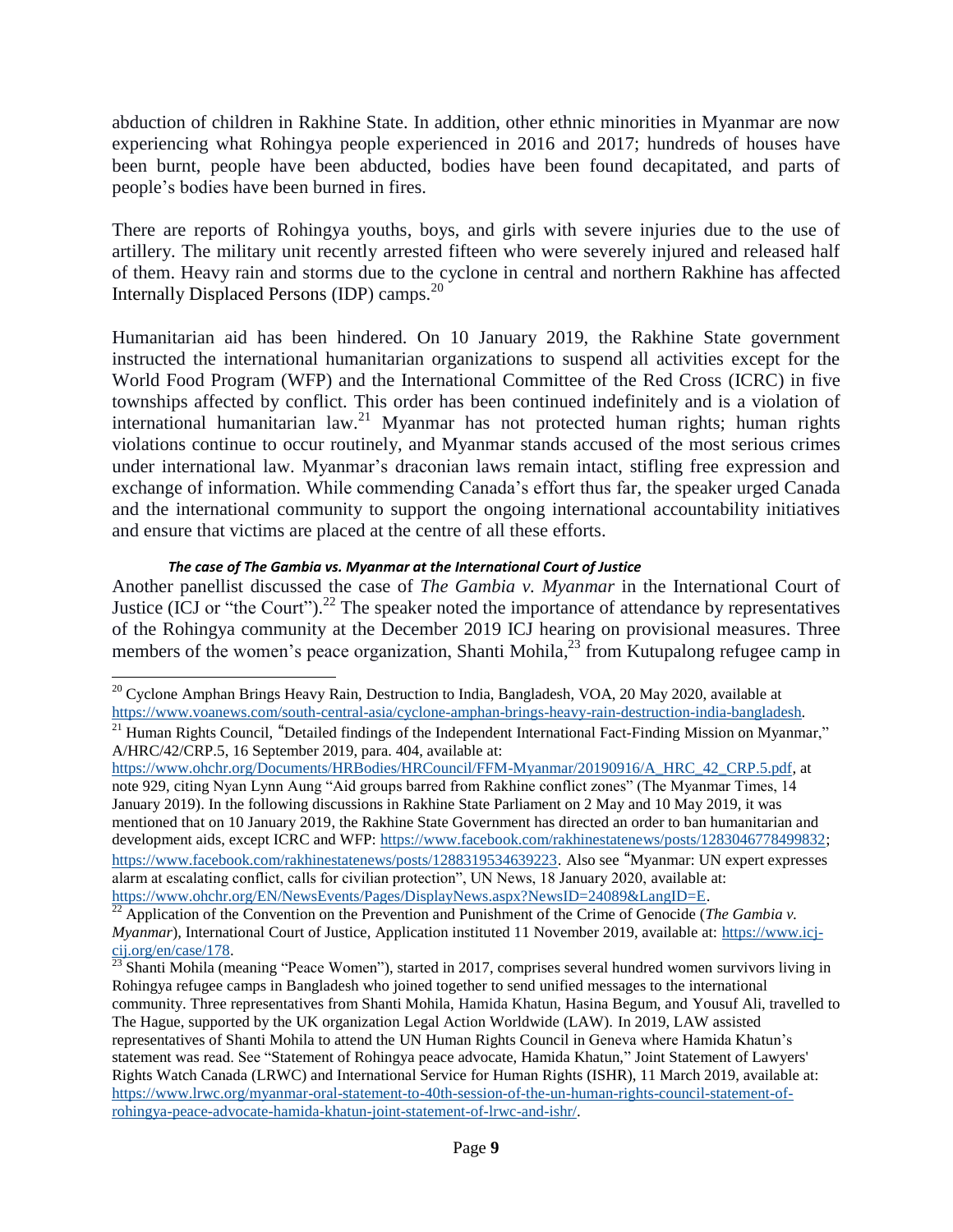abduction of children in Rakhine State. In addition, other ethnic minorities in Myanmar are now experiencing what Rohingya people experienced in 2016 and 2017; hundreds of houses have been burnt, people have been abducted, bodies have been found decapitated, and parts of people's bodies have been burned in fires.

There are reports of Rohingya youths, boys, and girls with severe injuries due to the use of artillery. The military unit recently arrested fifteen who were severely injured and released half of them. Heavy rain and storms due to the cyclone in central and northern Rakhine has affected Internally Displaced Persons (IDP) camps.[20]

Humanitarian aid has been hindered. On 10 January 2019, the Rakhine State government instructed the international humanitarian organizations to suspend all activities except for the World Food Program (WFP) and the International Committee of the Red Cross (ICRC) in five townships affected by conflict. This order has been continued indefinitely and is a violation of international humanitarian law.[21] Myanmar has not protected human rights; human rights violations continue to occur routinely, and Myanmar stands accused of the most serious crimes under international law. Myanmar's draconian laws remain intact, stifling free expression and exchange of information. While commending Canada's effort thus far, the speaker urged Canada and the international community to support the ongoing international accountability initiatives and ensure that victims are placed at the centre of all these efforts.

#### *The case of The Gambia vs. Myanmar at the International Court of Justice*

Another panellist discussed the case of *The Gambia v. Myanmar* in the International Court of Justice (ICJ or "the Court").[22] The speaker noted the importance of attendance by representatives of the Rohingya community at the December 2019 ICJ hearing on provisional measures. Three members of the women's peace organization, Shanti Mohila,[23] from Kutupalong refugee camp in

---

[20] Cyclone Amphan Brings Heavy Rain, Destruction to India, Bangladesh, VOA, 20 May 2020, available at https://www.voanews.com/south-central-asia/cyclone-amphan-brings-heavy-rain-destruction-india-bangladesh.

[21] Human Rights Council, "Detailed findings of the Independent International Fact-Finding Mission on Myanmar," A/HRC/42/CRP.5, 16 September 2019, para. 404, available at: https://www.ohchr.org/Documents/HRBodies/HRCouncil/FFM-Myanmar/20190916/A_HRC_42_CRP.5.pdf, at note 929, citing Nyan Lynn Aung "Aid groups barred from Rakhine conflict zones" (The Myanmar Times, 14 January 2019). In the following discussions in Rakhine State Parliament on 2 May and 10 May 2019, it was mentioned that on 10 January 2019, the Rakhine State Government has directed an order to ban humanitarian and development aids, except ICRC and WFP: https://www.facebook.com/rakhinestatenews/posts/1283046778499832; https://www.facebook.com/rakhinestatenews/posts/1288319534639223. Also see "Myanmar: UN expert expresses alarm at escalating conflict, calls for civilian protection", UN News, 18 January 2020, available at: https://www.ohchr.org/EN/NewsEvents/Pages/DisplayNews.aspx?NewsID=24089&LangID=E.

[22] Application of the Convention on the Prevention and Punishment of the Crime of Genocide (*The Gambia v. Myanmar*), International Court of Justice, Application instituted 11 November 2019, available at: https://www.icj-cij.org/en/case/178.

[23] Shanti Mohila (meaning "Peace Women"), started in 2017, comprises several hundred women survivors living in Rohingya refugee camps in Bangladesh who joined together to send unified messages to the international community. Three representatives from Shanti Mohila, Hamida Khatun, Hasina Begum, and Yousuf Ali, travelled to The Hague, supported by the UK organization Legal Action Worldwide (LAW). In 2019, LAW assisted representatives of Shanti Mohila to attend the UN Human Rights Council in Geneva where Hamida Khatun's statement was read. See "Statement of Rohingya peace advocate, Hamida Khatun," Joint Statement of Lawyers' Rights Watch Canada (LRWC) and International Service for Human Rights (ISHR), 11 March 2019, available at: https://www.lrwc.org/myanmar-oral-statement-to-40th-session-of-the-un-human-rights-council-statement-of-rohingya-peace-advocate-hamida-khatun-joint-statement-of-lrwc-and-ishr/.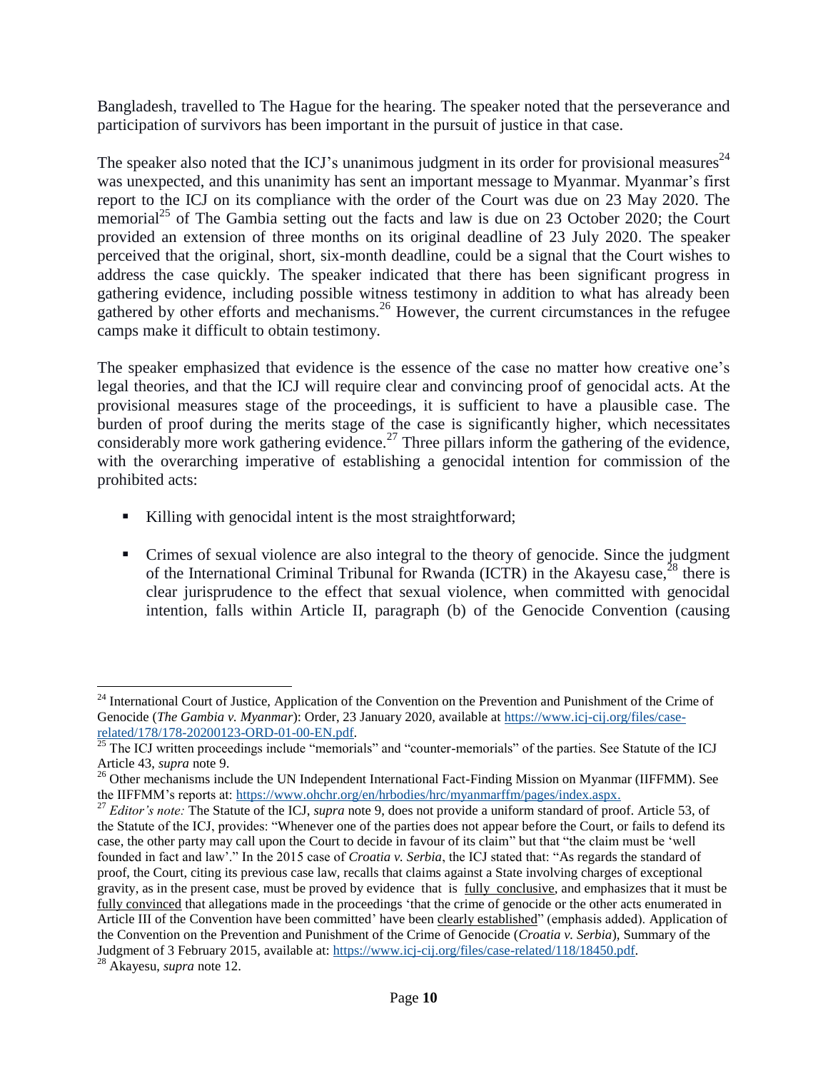Bangladesh, travelled to The Hague for the hearing. The speaker noted that the perseverance and participation of survivors has been important in the pursuit of justice in that case.

The speaker also noted that the ICJ's unanimous judgment in its order for provisional measures[24] was unexpected, and this unanimity has sent an important message to Myanmar. Myanmar's first report to the ICJ on its compliance with the order of the Court was due on 23 May 2020. The memorial[25] of The Gambia setting out the facts and law is due on 23 October 2020; the Court provided an extension of three months on its original deadline of 23 July 2020. The speaker perceived that the original, short, six-month deadline, could be a signal that the Court wishes to address the case quickly. The speaker indicated that there has been significant progress in gathering evidence, including possible witness testimony in addition to what has already been gathered by other efforts and mechanisms.[26] However, the current circumstances in the refugee camps make it difficult to obtain testimony.

The speaker emphasized that evidence is the essence of the case no matter how creative one's legal theories, and that the ICJ will require clear and convincing proof of genocidal acts. At the provisional measures stage of the proceedings, it is sufficient to have a plausible case. The burden of proof during the merits stage of the case is significantly higher, which necessitates considerably more work gathering evidence.[27] Three pillars inform the gathering of the evidence, with the overarching imperative of establishing a genocidal intention for commission of the prohibited acts:

- Killing with genocidal intent is the most straightforward;
- Crimes of sexual violence are also integral to the theory of genocide. Since the judgment of the International Criminal Tribunal for Rwanda (ICTR) in the Akayesu case,[28] there is clear jurisprudence to the effect that sexual violence, when committed with genocidal intention, falls within Article II, paragraph (b) of the Genocide Convention (causing

---

[24] International Court of Justice, Application of the Convention on the Prevention and Punishment of the Crime of Genocide (*The Gambia v. Myanmar*): Order, 23 January 2020, available at https://www.icj-cij.org/files/case-related/178/178-20200123-ORD-01-00-EN.pdf.

[25] The ICJ written proceedings include "memorials" and "counter-memorials" of the parties. See Statute of the ICJ Article 43, *supra* note 9.

[26] Other mechanisms include the UN Independent International Fact-Finding Mission on Myanmar (IIFFMM). See the IIFFMM's reports at: https://www.ohchr.org/en/hrbodies/hrc/myanmarffm/pages/index.aspx.

[27] *Editor's note:* The Statute of the ICJ, *supra* note 9, does not provide a uniform standard of proof. Article 53, of the Statute of the ICJ, provides: "Whenever one of the parties does not appear before the Court, or fails to defend its case, the other party may call upon the Court to decide in favour of its claim" but that "the claim must be 'well founded in fact and law'." In the 2015 case of *Croatia v. Serbia*, the ICJ stated that: "As regards the standard of proof, the Court, citing its previous case law, recalls that claims against a State involving charges of exceptional gravity, as in the present case, must be proved by evidence that is fully conclusive, and emphasizes that it must be fully convinced that allegations made in the proceedings 'that the crime of genocide or the other acts enumerated in Article III of the Convention have been committed' have been clearly established" (emphasis added). Application of the Convention on the Prevention and Punishment of the Crime of Genocide (*Croatia v. Serbia*), Summary of the Judgment of 3 February 2015, available at: https://www.icj-cij.org/files/case-related/118/18450.pdf.

[28] Akayesu, *supra* note 12.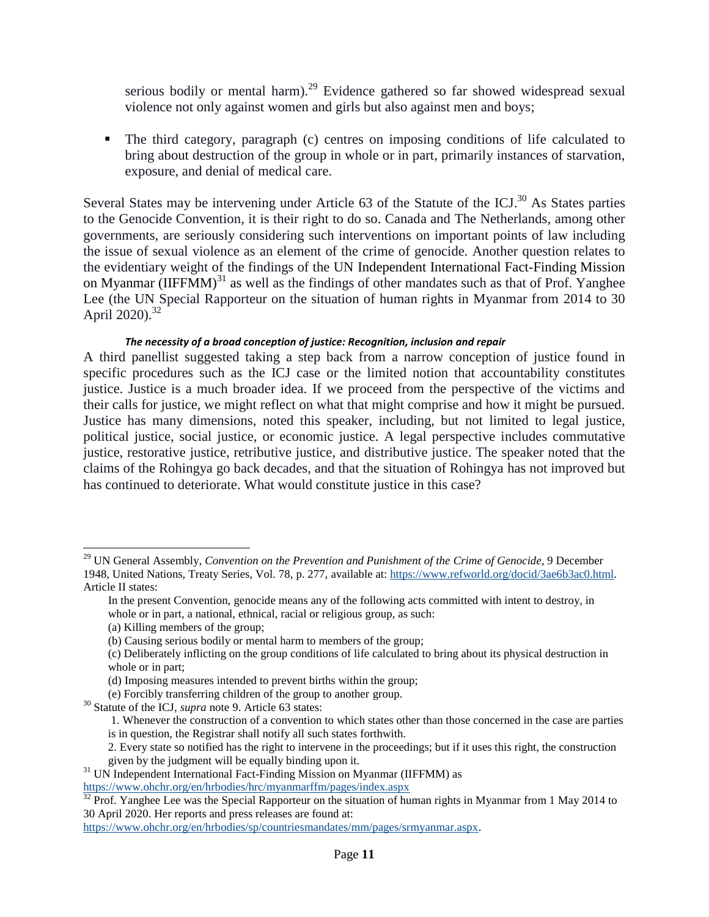serious bodily or mental harm).[29] Evidence gathered so far showed widespread sexual violence not only against women and girls but also against men and boys;

- The third category, paragraph (c) centres on imposing conditions of life calculated to bring about destruction of the group in whole or in part, primarily instances of starvation, exposure, and denial of medical care.

Several States may be intervening under Article 63 of the Statute of the ICJ.[30] As States parties to the Genocide Convention, it is their right to do so. Canada and The Netherlands, among other governments, are seriously considering such interventions on important points of law including the issue of sexual violence as an element of the crime of genocide. Another question relates to the evidentiary weight of the findings of the UN Independent International Fact-Finding Mission on Myanmar (IIFFMM)[31] as well as the findings of other mandates such as that of Prof. Yanghee Lee (the UN Special Rapporteur on the situation of human rights in Myanmar from 2014 to 30 April 2020).[32]

***The necessity of a broad conception of justice: Recognition, inclusion and repair***

A third panellist suggested taking a step back from a narrow conception of justice found in specific procedures such as the ICJ case or the limited notion that accountability constitutes justice. Justice is a much broader idea. If we proceed from the perspective of the victims and their calls for justice, we might reflect on what that might comprise and how it might be pursued. Justice has many dimensions, noted this speaker, including, but not limited to legal justice, political justice, social justice, or economic justice. A legal perspective includes commutative justice, restorative justice, retributive justice, and distributive justice. The speaker noted that the claims of the Rohingya go back decades, and that the situation of Rohingya has not improved but has continued to deteriorate. What would constitute justice in this case?

---

[29] UN General Assembly, *Convention on the Prevention and Punishment of the Crime of Genocide*, 9 December 1948, United Nations, Treaty Series, Vol. 78, p. 277, available at: https://www.refworld.org/docid/3ae6b3ac0.html. Article II states:

> In the present Convention, genocide means any of the following acts committed with intent to destroy, in whole or in part, a national, ethnical, racial or religious group, as such:
> (a) Killing members of the group;
> (b) Causing serious bodily or mental harm to members of the group;
> (c) Deliberately inflicting on the group conditions of life calculated to bring about its physical destruction in whole or in part;
> (d) Imposing measures intended to prevent births within the group;
> (e) Forcibly transferring children of the group to another group.

[30] Statute of the ICJ, *supra* note 9. Article 63 states:

> 1. Whenever the construction of a convention to which states other than those concerned in the case are parties is in question, the Registrar shall notify all such states forthwith.
> 2. Every state so notified has the right to intervene in the proceedings; but if it uses this right, the construction given by the judgment will be equally binding upon it.

[31] UN Independent International Fact-Finding Mission on Myanmar (IIFFMM) as https://www.ohchr.org/en/hrbodies/hrc/myanmarffm/pages/index.aspx

[32] Prof. Yanghee Lee was the Special Rapporteur on the situation of human rights in Myanmar from 1 May 2014 to 30 April 2020. Her reports and press releases are found at: https://www.ohchr.org/en/hrbodies/sp/countriesmandates/mm/pages/srmyanmar.aspx.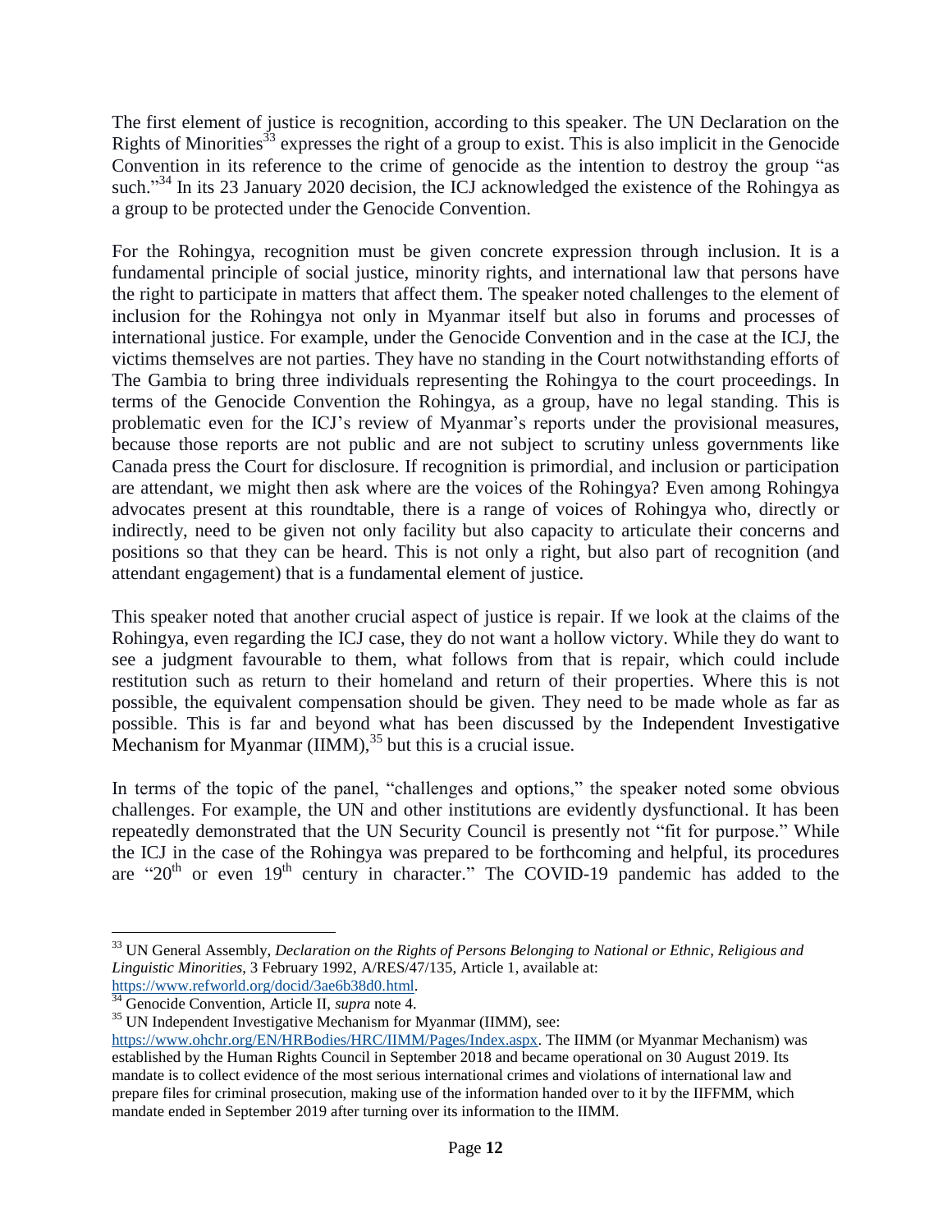The first element of justice is recognition, according to this speaker. The UN Declaration on the Rights of Minorities[33] expresses the right of a group to exist. This is also implicit in the Genocide Convention in its reference to the crime of genocide as the intention to destroy the group "as such."[34] In its 23 January 2020 decision, the ICJ acknowledged the existence of the Rohingya as a group to be protected under the Genocide Convention.

For the Rohingya, recognition must be given concrete expression through inclusion. It is a fundamental principle of social justice, minority rights, and international law that persons have the right to participate in matters that affect them. The speaker noted challenges to the element of inclusion for the Rohingya not only in Myanmar itself but also in forums and processes of international justice. For example, under the Genocide Convention and in the case at the ICJ, the victims themselves are not parties. They have no standing in the Court notwithstanding efforts of The Gambia to bring three individuals representing the Rohingya to the court proceedings. In terms of the Genocide Convention the Rohingya, as a group, have no legal standing. This is problematic even for the ICJ's review of Myanmar's reports under the provisional measures, because those reports are not public and are not subject to scrutiny unless governments like Canada press the Court for disclosure. If recognition is primordial, and inclusion or participation are attendant, we might then ask where are the voices of the Rohingya? Even among Rohingya advocates present at this roundtable, there is a range of voices of Rohingya who, directly or indirectly, need to be given not only facility but also capacity to articulate their concerns and positions so that they can be heard. This is not only a right, but also part of recognition (and attendant engagement) that is a fundamental element of justice.

This speaker noted that another crucial aspect of justice is repair. If we look at the claims of the Rohingya, even regarding the ICJ case, they do not want a hollow victory. While they do want to see a judgment favourable to them, what follows from that is repair, which could include restitution such as return to their homeland and return of their properties. Where this is not possible, the equivalent compensation should be given. They need to be made whole as far as possible. This is far and beyond what has been discussed by the Independent Investigative Mechanism for Myanmar (IIMM),[35] but this is a crucial issue.

In terms of the topic of the panel, "challenges and options," the speaker noted some obvious challenges. For example, the UN and other institutions are evidently dysfunctional. It has been repeatedly demonstrated that the UN Security Council is presently not "fit for purpose." While the ICJ in the case of the Rohingya was prepared to be forthcoming and helpful, its procedures are "20th or even 19th century in character." The COVID-19 pandemic has added to the

---

[33] UN General Assembly, *Declaration on the Rights of Persons Belonging to National or Ethnic, Religious and Linguistic Minorities*, 3 February 1992, A/RES/47/135, Article 1, available at: https://www.refworld.org/docid/3ae6b38d0.html.

[34] Genocide Convention, Article II, *supra* note 4.

[35] UN Independent Investigative Mechanism for Myanmar (IIMM), see: https://www.ohchr.org/EN/HRBodies/HRC/IIMM/Pages/Index.aspx. The IIMM (or Myanmar Mechanism) was established by the Human Rights Council in September 2018 and became operational on 30 August 2019. Its mandate is to collect evidence of the most serious international crimes and violations of international law and prepare files for criminal prosecution, making use of the information handed over to it by the IIFFMM, which mandate ended in September 2019 after turning over its information to the IIMM.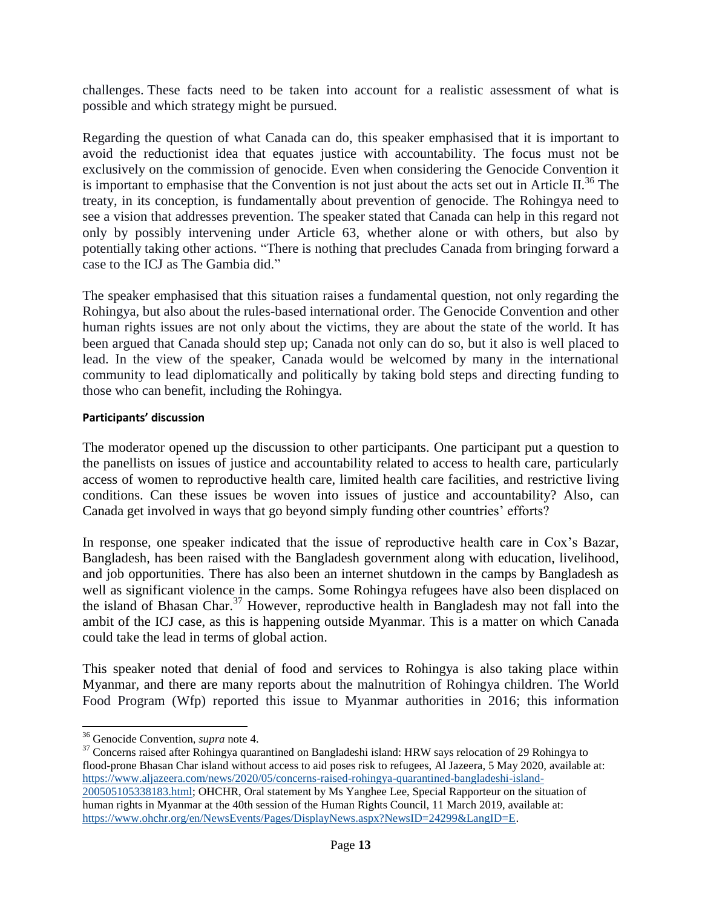challenges. These facts need to be taken into account for a realistic assessment of what is possible and which strategy might be pursued.

Regarding the question of what Canada can do, this speaker emphasised that it is important to avoid the reductionist idea that equates justice with accountability. The focus must not be exclusively on the commission of genocide. Even when considering the Genocide Convention it is important to emphasise that the Convention is not just about the acts set out in Article II.[36] The treaty, in its conception, is fundamentally about prevention of genocide. The Rohingya need to see a vision that addresses prevention. The speaker stated that Canada can help in this regard not only by possibly intervening under Article 63, whether alone or with others, but also by potentially taking other actions. "There is nothing that precludes Canada from bringing forward a case to the ICJ as The Gambia did."

The speaker emphasised that this situation raises a fundamental question, not only regarding the Rohingya, but also about the rules-based international order. The Genocide Convention and other human rights issues are not only about the victims, they are about the state of the world. It has been argued that Canada should step up; Canada not only can do so, but it also is well placed to lead. In the view of the speaker, Canada would be welcomed by many in the international community to lead diplomatically and politically by taking bold steps and directing funding to those who can benefit, including the Rohingya.

#### Participants' discussion

The moderator opened up the discussion to other participants. One participant put a question to the panellists on issues of justice and accountability related to access to health care, particularly access of women to reproductive health care, limited health care facilities, and restrictive living conditions. Can these issues be woven into issues of justice and accountability? Also, can Canada get involved in ways that go beyond simply funding other countries' efforts?

In response, one speaker indicated that the issue of reproductive health care in Cox's Bazar, Bangladesh, has been raised with the Bangladesh government along with education, livelihood, and job opportunities. There has also been an internet shutdown in the camps by Bangladesh as well as significant violence in the camps. Some Rohingya refugees have also been displaced on the island of Bhasan Char.[37] However, reproductive health in Bangladesh may not fall into the ambit of the ICJ case, as this is happening outside Myanmar. This is a matter on which Canada could take the lead in terms of global action.

This speaker noted that denial of food and services to Rohingya is also taking place within Myanmar, and there are many reports about the malnutrition of Rohingya children. The World Food Program (Wfp) reported this issue to Myanmar authorities in 2016; this information

---

[36] Genocide Convention, *supra* note 4.

[37] Concerns raised after Rohingya quarantined on Bangladeshi island: HRW says relocation of 29 Rohingya to flood-prone Bhasan Char island without access to aid poses risk to refugees, Al Jazeera, 5 May 2020, available at: https://www.aljazeera.com/news/2020/05/concerns-raised-rohingya-quarantined-bangladeshi-island-200505105338183.html; OHCHR, Oral statement by Ms Yanghee Lee, Special Rapporteur on the situation of human rights in Myanmar at the 40th session of the Human Rights Council, 11 March 2019, available at: https://www.ohchr.org/en/NewsEvents/Pages/DisplayNews.aspx?NewsID=24299&LangID=E.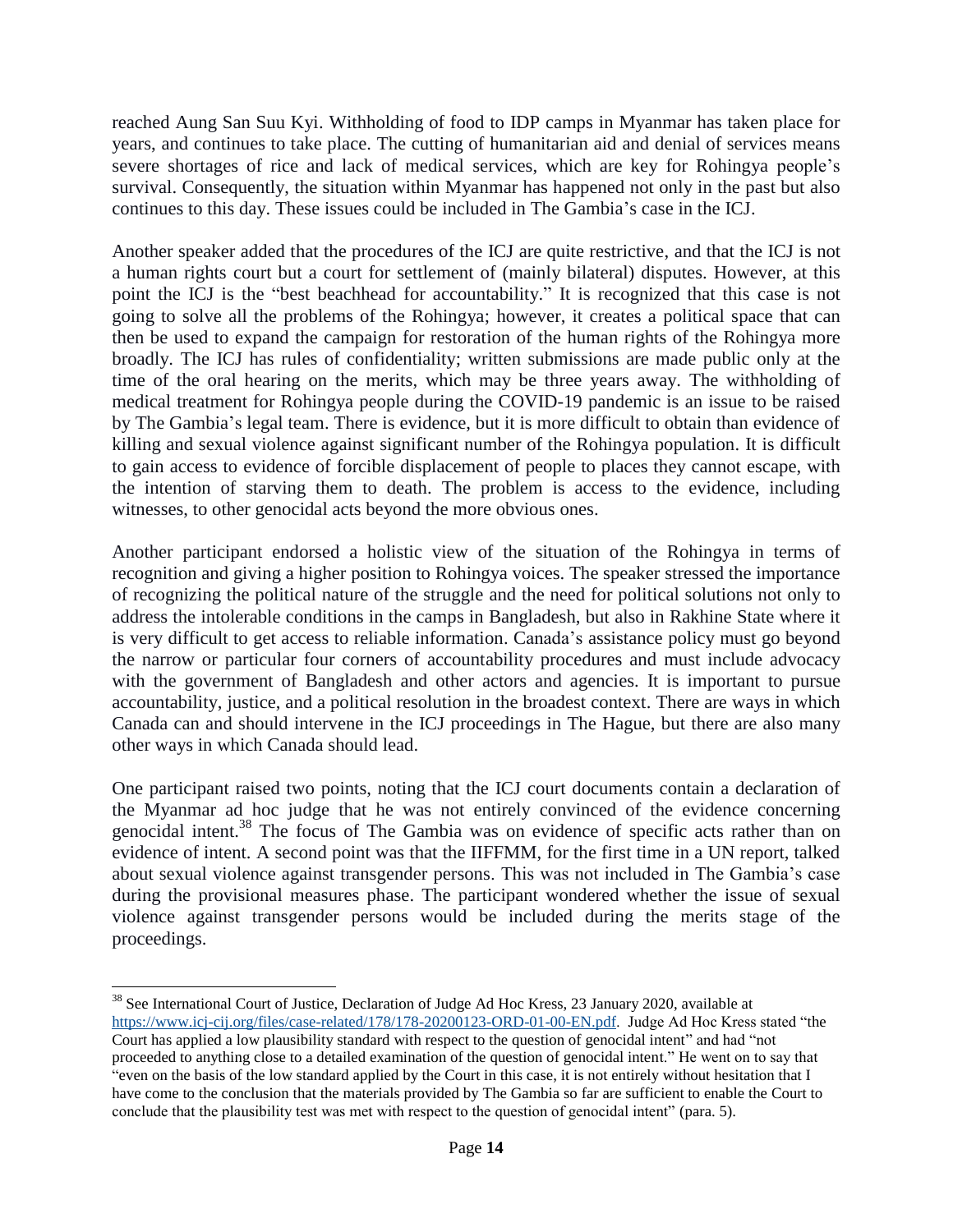reached Aung San Suu Kyi. Withholding of food to IDP camps in Myanmar has taken place for years, and continues to take place. The cutting of humanitarian aid and denial of services means severe shortages of rice and lack of medical services, which are key for Rohingya people's survival. Consequently, the situation within Myanmar has happened not only in the past but also continues to this day. These issues could be included in The Gambia's case in the ICJ.

Another speaker added that the procedures of the ICJ are quite restrictive, and that the ICJ is not a human rights court but a court for settlement of (mainly bilateral) disputes. However, at this point the ICJ is the "best beachhead for accountability." It is recognized that this case is not going to solve all the problems of the Rohingya; however, it creates a political space that can then be used to expand the campaign for restoration of the human rights of the Rohingya more broadly. The ICJ has rules of confidentiality; written submissions are made public only at the time of the oral hearing on the merits, which may be three years away. The withholding of medical treatment for Rohingya people during the COVID-19 pandemic is an issue to be raised by The Gambia's legal team. There is evidence, but it is more difficult to obtain than evidence of killing and sexual violence against significant number of the Rohingya population. It is difficult to gain access to evidence of forcible displacement of people to places they cannot escape, with the intention of starving them to death. The problem is access to the evidence, including witnesses, to other genocidal acts beyond the more obvious ones.

Another participant endorsed a holistic view of the situation of the Rohingya in terms of recognition and giving a higher position to Rohingya voices. The speaker stressed the importance of recognizing the political nature of the struggle and the need for political solutions not only to address the intolerable conditions in the camps in Bangladesh, but also in Rakhine State where it is very difficult to get access to reliable information. Canada's assistance policy must go beyond the narrow or particular four corners of accountability procedures and must include advocacy with the government of Bangladesh and other actors and agencies. It is important to pursue accountability, justice, and a political resolution in the broadest context. There are ways in which Canada can and should intervene in the ICJ proceedings in The Hague, but there are also many other ways in which Canada should lead.

One participant raised two points, noting that the ICJ court documents contain a declaration of the Myanmar ad hoc judge that he was not entirely convinced of the evidence concerning genocidal intent.[38] The focus of The Gambia was on evidence of specific acts rather than on evidence of intent. A second point was that the IIFFMM, for the first time in a UN report, talked about sexual violence against transgender persons. This was not included in The Gambia's case during the provisional measures phase. The participant wondered whether the issue of sexual violence against transgender persons would be included during the merits stage of the proceedings.

---

[38] See International Court of Justice, Declaration of Judge Ad Hoc Kress, 23 January 2020, available at https://www.icj-cij.org/files/case-related/178/178-20200123-ORD-01-00-EN.pdf. Judge Ad Hoc Kress stated "the Court has applied a low plausibility standard with respect to the question of genocidal intent" and had "not proceeded to anything close to a detailed examination of the question of genocidal intent." He went on to say that "even on the basis of the low standard applied by the Court in this case, it is not entirely without hesitation that I have come to the conclusion that the materials provided by The Gambia so far are sufficient to enable the Court to conclude that the plausibility test was met with respect to the question of genocidal intent" (para. 5).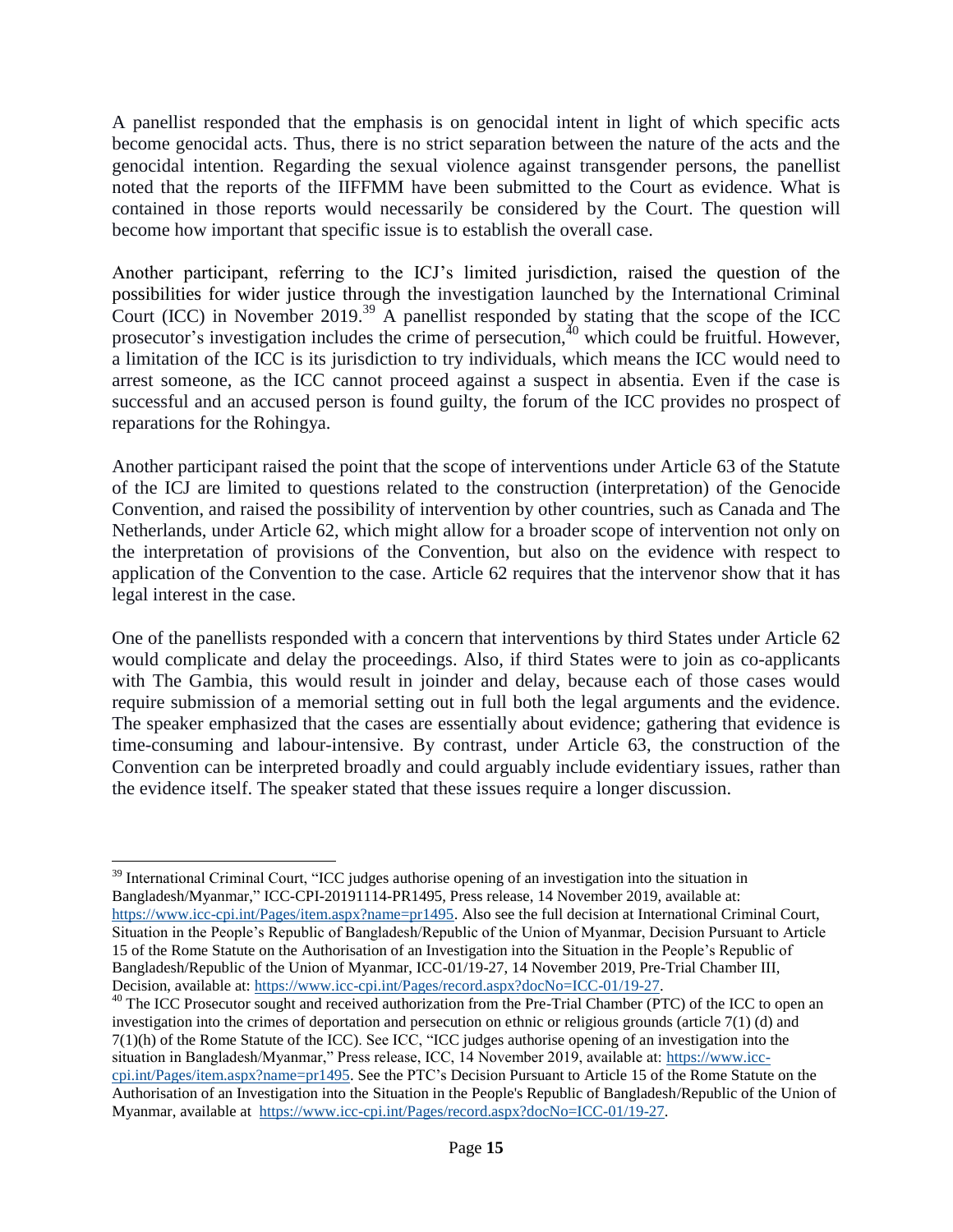A panellist responded that the emphasis is on genocidal intent in light of which specific acts become genocidal acts. Thus, there is no strict separation between the nature of the acts and the genocidal intention. Regarding the sexual violence against transgender persons, the panellist noted that the reports of the IIFFMM have been submitted to the Court as evidence. What is contained in those reports would necessarily be considered by the Court. The question will become how important that specific issue is to establish the overall case.

Another participant, referring to the ICJ's limited jurisdiction, raised the question of the possibilities for wider justice through the investigation launched by the International Criminal Court (ICC) in November 2019.[39] A panellist responded by stating that the scope of the ICC prosecutor's investigation includes the crime of persecution,[40] which could be fruitful. However, a limitation of the ICC is its jurisdiction to try individuals, which means the ICC would need to arrest someone, as the ICC cannot proceed against a suspect in absentia. Even if the case is successful and an accused person is found guilty, the forum of the ICC provides no prospect of reparations for the Rohingya.

Another participant raised the point that the scope of interventions under Article 63 of the Statute of the ICJ are limited to questions related to the construction (interpretation) of the Genocide Convention, and raised the possibility of intervention by other countries, such as Canada and The Netherlands, under Article 62, which might allow for a broader scope of intervention not only on the interpretation of provisions of the Convention, but also on the evidence with respect to application of the Convention to the case. Article 62 requires that the intervenor show that it has legal interest in the case.

One of the panellists responded with a concern that interventions by third States under Article 62 would complicate and delay the proceedings. Also, if third States were to join as co-applicants with The Gambia, this would result in joinder and delay, because each of those cases would require submission of a memorial setting out in full both the legal arguments and the evidence. The speaker emphasized that the cases are essentially about evidence; gathering that evidence is time-consuming and labour-intensive. By contrast, under Article 63, the construction of the Convention can be interpreted broadly and could arguably include evidentiary issues, rather than the evidence itself. The speaker stated that these issues require a longer discussion.

---

[39] International Criminal Court, "ICC judges authorise opening of an investigation into the situation in Bangladesh/Myanmar," ICC-CPI-20191114-PR1495, Press release, 14 November 2019, available at: https://www.icc-cpi.int/Pages/item.aspx?name=pr1495. Also see the full decision at International Criminal Court, Situation in the People's Republic of Bangladesh/Republic of the Union of Myanmar, Decision Pursuant to Article 15 of the Rome Statute on the Authorisation of an Investigation into the Situation in the People's Republic of Bangladesh/Republic of the Union of Myanmar, ICC-01/19-27, 14 November 2019, Pre-Trial Chamber III, Decision, available at: https://www.icc-cpi.int/Pages/record.aspx?docNo=ICC-01/19-27.

[40] The ICC Prosecutor sought and received authorization from the Pre-Trial Chamber (PTC) of the ICC to open an investigation into the crimes of deportation and persecution on ethnic or religious grounds (article 7(1) (d) and 7(1)(h) of the Rome Statute of the ICC). See ICC, "ICC judges authorise opening of an investigation into the situation in Bangladesh/Myanmar," Press release, ICC, 14 November 2019, available at: https://www.icc-cpi.int/Pages/item.aspx?name=pr1495. See the PTC's Decision Pursuant to Article 15 of the Rome Statute on the Authorisation of an Investigation into the Situation in the People's Republic of Bangladesh/Republic of the Union of Myanmar, available at https://www.icc-cpi.int/Pages/record.aspx?docNo=ICC-01/19-27.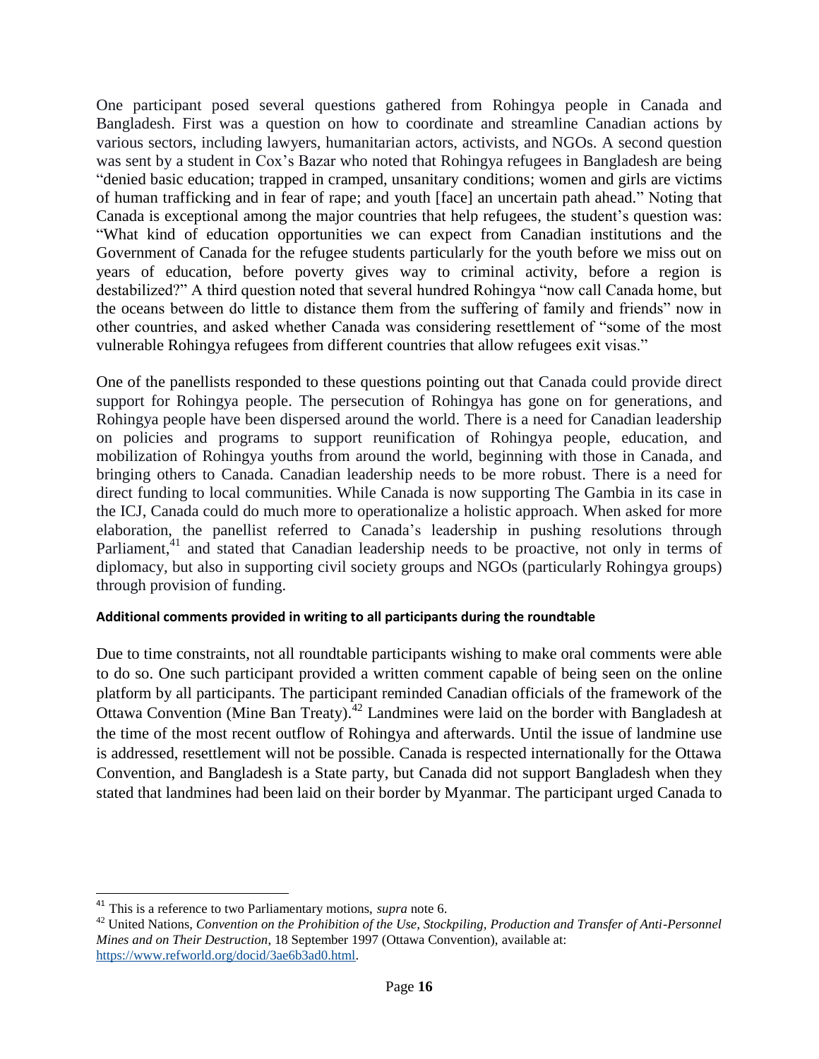One participant posed several questions gathered from Rohingya people in Canada and Bangladesh. First was a question on how to coordinate and streamline Canadian actions by various sectors, including lawyers, humanitarian actors, activists, and NGOs. A second question was sent by a student in Cox's Bazar who noted that Rohingya refugees in Bangladesh are being "denied basic education; trapped in cramped, unsanitary conditions; women and girls are victims of human trafficking and in fear of rape; and youth [face] an uncertain path ahead." Noting that Canada is exceptional among the major countries that help refugees, the student's question was: "What kind of education opportunities we can expect from Canadian institutions and the Government of Canada for the refugee students particularly for the youth before we miss out on years of education, before poverty gives way to criminal activity, before a region is destabilized?" A third question noted that several hundred Rohingya "now call Canada home, but the oceans between do little to distance them from the suffering of family and friends" now in other countries, and asked whether Canada was considering resettlement of "some of the most vulnerable Rohingya refugees from different countries that allow refugees exit visas."

One of the panellists responded to these questions pointing out that Canada could provide direct support for Rohingya people. The persecution of Rohingya has gone on for generations, and Rohingya people have been dispersed around the world. There is a need for Canadian leadership on policies and programs to support reunification of Rohingya people, education, and mobilization of Rohingya youths from around the world, beginning with those in Canada, and bringing others to Canada. Canadian leadership needs to be more robust. There is a need for direct funding to local communities. While Canada is now supporting The Gambia in its case in the ICJ, Canada could do much more to operationalize a holistic approach. When asked for more elaboration, the panellist referred to Canada's leadership in pushing resolutions through Parliament,[41] and stated that Canadian leadership needs to be proactive, not only in terms of diplomacy, but also in supporting civil society groups and NGOs (particularly Rohingya groups) through provision of funding.

#### Additional comments provided in writing to all participants during the roundtable

Due to time constraints, not all roundtable participants wishing to make oral comments were able to do so. One such participant provided a written comment capable of being seen on the online platform by all participants. The participant reminded Canadian officials of the framework of the Ottawa Convention (Mine Ban Treaty).[42] Landmines were laid on the border with Bangladesh at the time of the most recent outflow of Rohingya and afterwards. Until the issue of landmine use is addressed, resettlement will not be possible. Canada is respected internationally for the Ottawa Convention, and Bangladesh is a State party, but Canada did not support Bangladesh when they stated that landmines had been laid on their border by Myanmar. The participant urged Canada to

---

[41] This is a reference to two Parliamentary motions, *supra* note 6.

[42] United Nations, *Convention on the Prohibition of the Use, Stockpiling, Production and Transfer of Anti-Personnel Mines and on Their Destruction*, 18 September 1997 (Ottawa Convention), available at: https://www.refworld.org/docid/3ae6b3ad0.html.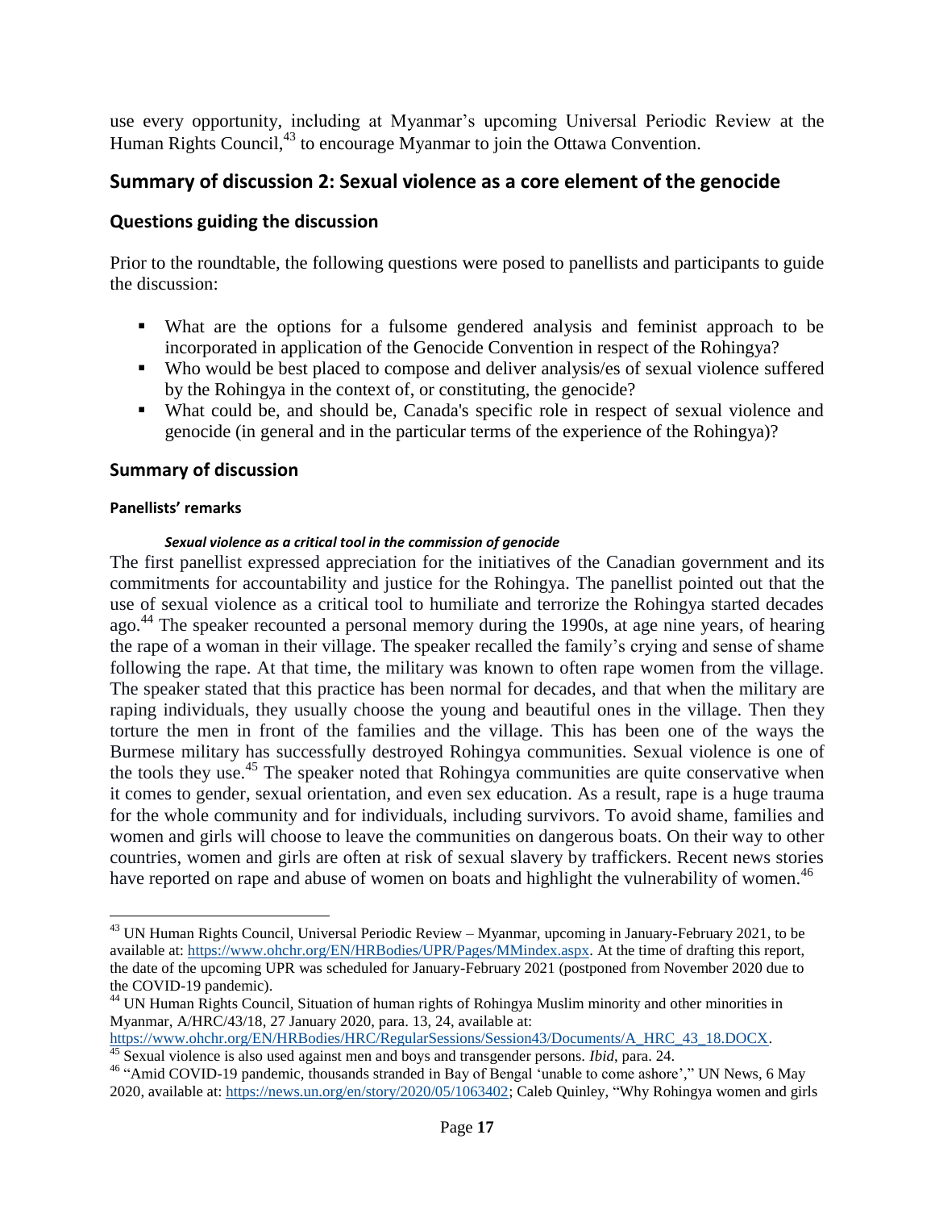use every opportunity, including at Myanmar's upcoming Universal Periodic Review at the Human Rights Council,[43] to encourage Myanmar to join the Ottawa Convention.

## Summary of discussion 2: Sexual violence as a core element of the genocide

### Questions guiding the discussion

Prior to the roundtable, the following questions were posed to panellists and participants to guide the discussion:

- What are the options for a fulsome gendered analysis and feminist approach to be incorporated in application of the Genocide Convention in respect of the Rohingya?
- Who would be best placed to compose and deliver analysis/es of sexual violence suffered by the Rohingya in the context of, or constituting, the genocide?
- What could be, and should be, Canada's specific role in respect of sexual violence and genocide (in general and in the particular terms of the experience of the Rohingya)?

### Summary of discussion

#### Panellists' remarks

***Sexual violence as a critical tool in the commission of genocide***

The first panellist expressed appreciation for the initiatives of the Canadian government and its commitments for accountability and justice for the Rohingya. The panellist pointed out that the use of sexual violence as a critical tool to humiliate and terrorize the Rohingya started decades ago.[44] The speaker recounted a personal memory during the 1990s, at age nine years, of hearing the rape of a woman in their village. The speaker recalled the family's crying and sense of shame following the rape. At that time, the military was known to often rape women from the village. The speaker stated that this practice has been normal for decades, and that when the military are raping individuals, they usually choose the young and beautiful ones in the village. Then they torture the men in front of the families and the village. This has been one of the ways the Burmese military has successfully destroyed Rohingya communities. Sexual violence is one of the tools they use.[45] The speaker noted that Rohingya communities are quite conservative when it comes to gender, sexual orientation, and even sex education. As a result, rape is a huge trauma for the whole community and for individuals, including survivors. To avoid shame, families and women and girls will choose to leave the communities on dangerous boats. On their way to other countries, women and girls are often at risk of sexual slavery by traffickers. Recent news stories have reported on rape and abuse of women on boats and highlight the vulnerability of women.[46]

---

[43] UN Human Rights Council, Universal Periodic Review – Myanmar, upcoming in January-February 2021, to be available at: https://www.ohchr.org/EN/HRBodies/UPR/Pages/MMindex.aspx. At the time of drafting this report, the date of the upcoming UPR was scheduled for January-February 2021 (postponed from November 2020 due to the COVID-19 pandemic).

[44] UN Human Rights Council, Situation of human rights of Rohingya Muslim minority and other minorities in Myanmar, A/HRC/43/18, 27 January 2020, para. 13, 24, available at: https://www.ohchr.org/EN/HRBodies/HRC/RegularSessions/Session43/Documents/A_HRC_43_18.DOCX.

[45] Sexual violence is also used against men and boys and transgender persons. *Ibid*, para. 24.

[46] "Amid COVID-19 pandemic, thousands stranded in Bay of Bengal 'unable to come ashore'," UN News, 6 May 2020, available at: https://news.un.org/en/story/2020/05/1063402; Caleb Quinley, "Why Rohingya women and girls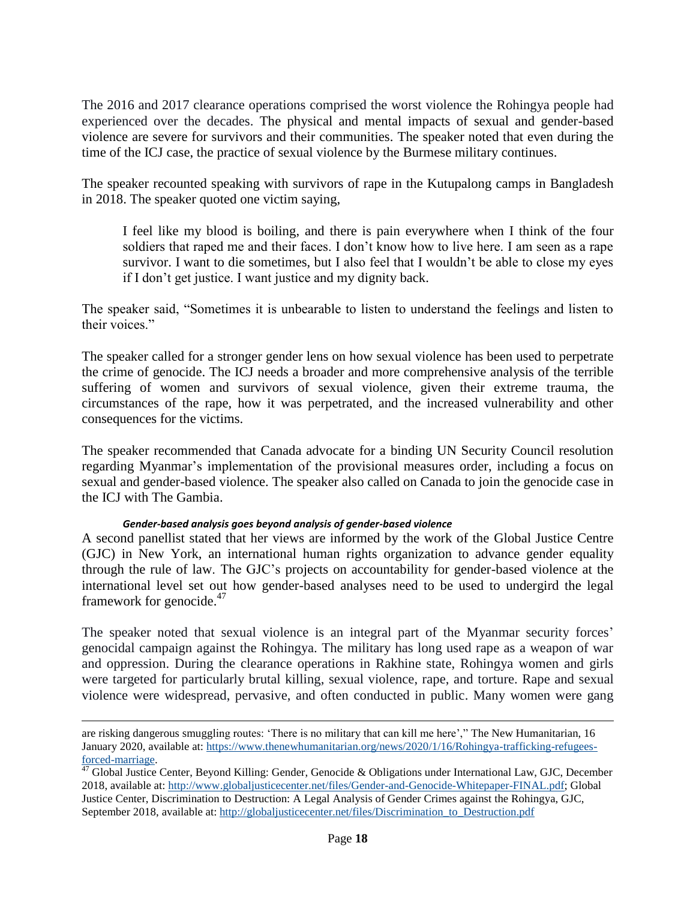The 2016 and 2017 clearance operations comprised the worst violence the Rohingya people had experienced over the decades. The physical and mental impacts of sexual and gender-based violence are severe for survivors and their communities. The speaker noted that even during the time of the ICJ case, the practice of sexual violence by the Burmese military continues.

The speaker recounted speaking with survivors of rape in the Kutupalong camps in Bangladesh in 2018. The speaker quoted one victim saying,

> I feel like my blood is boiling, and there is pain everywhere when I think of the four soldiers that raped me and their faces. I don't know how to live here. I am seen as a rape survivor. I want to die sometimes, but I also feel that I wouldn't be able to close my eyes if I don't get justice. I want justice and my dignity back.

The speaker said, "Sometimes it is unbearable to listen to understand the feelings and listen to their voices."

The speaker called for a stronger gender lens on how sexual violence has been used to perpetrate the crime of genocide. The ICJ needs a broader and more comprehensive analysis of the terrible suffering of women and survivors of sexual violence, given their extreme trauma, the circumstances of the rape, how it was perpetrated, and the increased vulnerability and other consequences for the victims.

The speaker recommended that Canada advocate for a binding UN Security Council resolution regarding Myanmar's implementation of the provisional measures order, including a focus on sexual and gender-based violence. The speaker also called on Canada to join the genocide case in the ICJ with The Gambia.

#### *Gender-based analysis goes beyond analysis of gender-based violence*

A second panellist stated that her views are informed by the work of the Global Justice Centre (GJC) in New York, an international human rights organization to advance gender equality through the rule of law. The GJC's projects on accountability for gender-based violence at the international level set out how gender-based analyses need to be used to undergird the legal framework for genocide.[47]

The speaker noted that sexual violence is an integral part of the Myanmar security forces' genocidal campaign against the Rohingya. The military has long used rape as a weapon of war and oppression. During the clearance operations in Rakhine state, Rohingya women and girls were targeted for particularly brutal killing, sexual violence, rape, and torture. Rape and sexual violence were widespread, pervasive, and often conducted in public. Many women were gang

---

are risking dangerous smuggling routes: 'There is no military that can kill me here'," The New Humanitarian, 16 January 2020, available at: https://www.thenewhumanitarian.org/news/2020/1/16/Rohingya-trafficking-refugees-forced-marriage.

[47] Global Justice Center, Beyond Killing: Gender, Genocide & Obligations under International Law, GJC, December 2018, available at: http://www.globaljusticecenter.net/files/Gender-and-Genocide-Whitepaper-FINAL.pdf; Global Justice Center, Discrimination to Destruction: A Legal Analysis of Gender Crimes against the Rohingya, GJC, September 2018, available at: http://globaljusticecenter.net/files/Discrimination_to_Destruction.pdf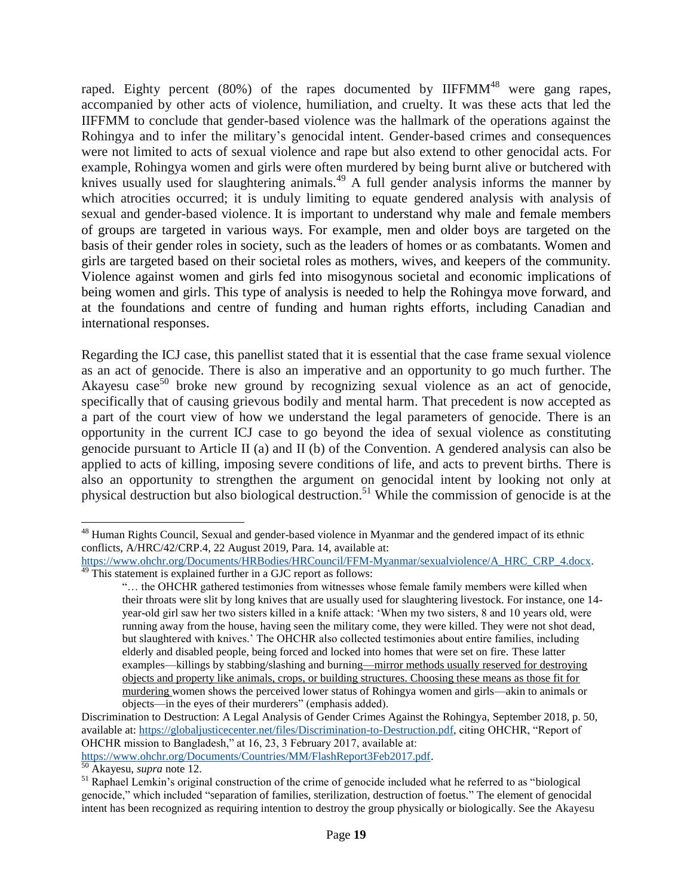raped. Eighty percent (80%) of the rapes documented by IIFFMM[48] were gang rapes, accompanied by other acts of violence, humiliation, and cruelty. It was these acts that led the IIFFMM to conclude that gender-based violence was the hallmark of the operations against the Rohingya and to infer the military's genocidal intent. Gender-based crimes and consequences were not limited to acts of sexual violence and rape but also extend to other genocidal acts. For example, Rohingya women and girls were often murdered by being burnt alive or butchered with knives usually used for slaughtering animals.[49] A full gender analysis informs the manner by which atrocities occurred; it is unduly limiting to equate gendered analysis with analysis of sexual and gender-based violence. It is important to understand why male and female members of groups are targeted in various ways. For example, men and older boys are targeted on the basis of their gender roles in society, such as the leaders of homes or as combatants. Women and girls are targeted based on their societal roles as mothers, wives, and keepers of the community. Violence against women and girls fed into misogynous societal and economic implications of being women and girls. This type of analysis is needed to help the Rohingya move forward, and at the foundations and centre of funding and human rights efforts, including Canadian and international responses.

Regarding the ICJ case, this panellist stated that it is essential that the case frame sexual violence as an act of genocide. There is also an imperative and an opportunity to go much further. The Akayesu case[50] broke new ground by recognizing sexual violence as an act of genocide, specifically that of causing grievous bodily and mental harm. That precedent is now accepted as a part of the court view of how we understand the legal parameters of genocide. There is an opportunity in the current ICJ case to go beyond the idea of sexual violence as constituting genocide pursuant to Article II (a) and II (b) of the Convention. A gendered analysis can also be applied to acts of killing, imposing severe conditions of life, and acts to prevent births. There is also an opportunity to strengthen the argument on genocidal intent by looking not only at physical destruction but also biological destruction.[51] While the commission of genocide is at the

---

[48] Human Rights Council, Sexual and gender-based violence in Myanmar and the gendered impact of its ethnic conflicts, A/HRC/42/CRP.4, 22 August 2019, Para. 14, available at: https://www.ohchr.org/Documents/HRBodies/HRCouncil/FFM-Myanmar/sexualviolence/A_HRC_CRP_4.docx.

[49] This statement is explained further in a GJC report as follows:

> "… the OHCHR gathered testimonies from witnesses whose female family members were killed when their throats were slit by long knives that are usually used for slaughtering livestock. For instance, one 14-year-old girl saw her two sisters killed in a knife attack: 'When my two sisters, 8 and 10 years old, were running away from the house, having seen the military come, they were killed. They were not shot dead, but slaughtered with knives.' The OHCHR also collected testimonies about entire families, including elderly and disabled people, being forced and locked into homes that were set on fire. These latter examples—killings by stabbing/slashing and burning—mirror methods usually reserved for destroying objects and property like animals, crops, or building structures. Choosing these means as those fit for murdering women shows the perceived lower status of Rohingya women and girls—akin to animals or objects—in the eyes of their murderers" (emphasis added).

Discrimination to Destruction: A Legal Analysis of Gender Crimes Against the Rohingya, September 2018, p. 50, available at: https://globaljusticecenter.net/files/Discrimination-to-Destruction.pdf, citing OHCHR, "Report of OHCHR mission to Bangladesh," at 16, 23, 3 February 2017, available at: https://www.ohchr.org/Documents/Countries/MM/FlashReport3Feb2017.pdf.

[50] Akayesu, *supra* note 12.

[51] Raphael Lemkin's original construction of the crime of genocide included what he referred to as "biological genocide," which included "separation of families, sterilization, destruction of foetus." The element of genocidal intent has been recognized as requiring intention to destroy the group physically or biologically. See the Akayesu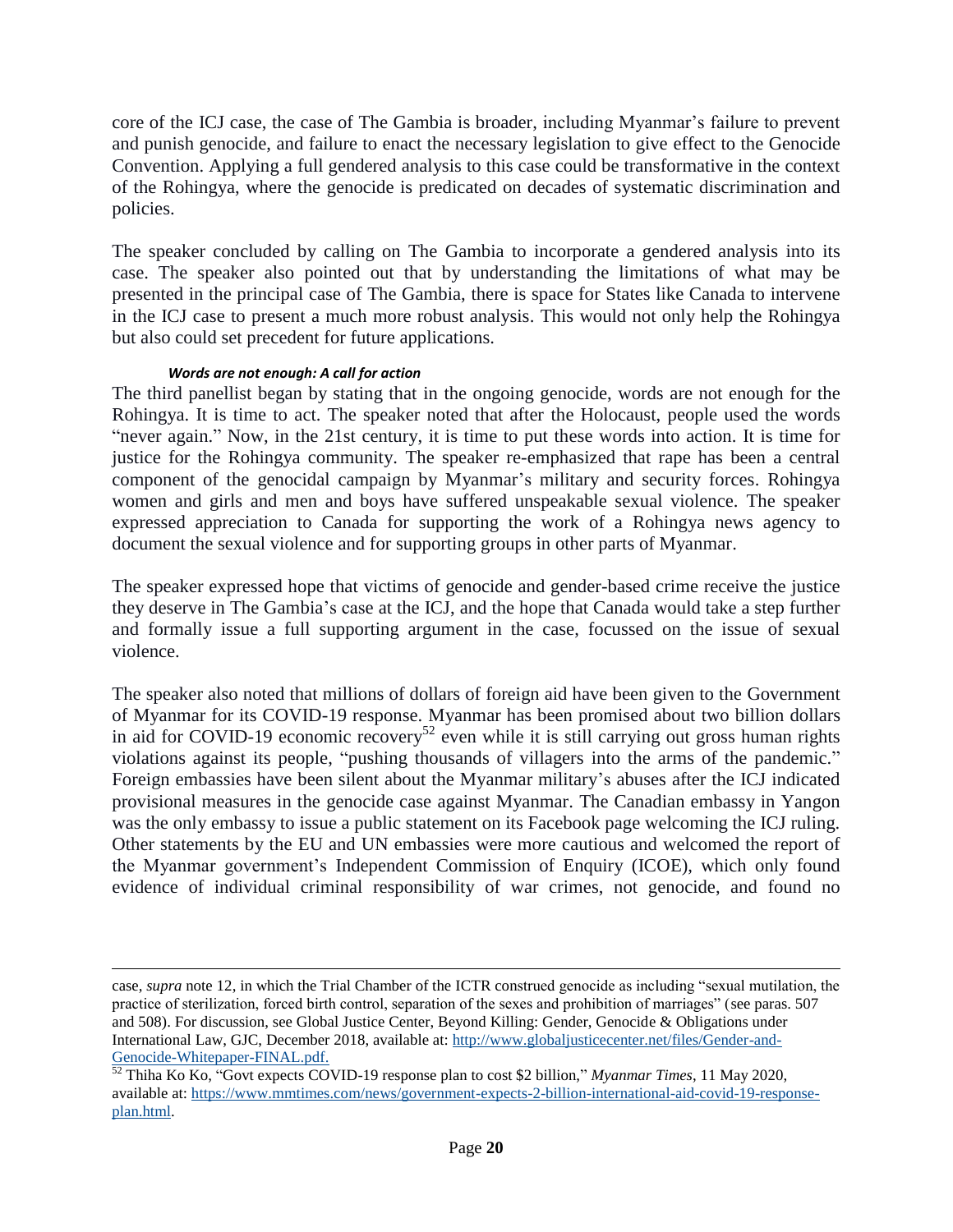core of the ICJ case, the case of The Gambia is broader, including Myanmar's failure to prevent and punish genocide, and failure to enact the necessary legislation to give effect to the Genocide Convention. Applying a full gendered analysis to this case could be transformative in the context of the Rohingya, where the genocide is predicated on decades of systematic discrimination and policies.

The speaker concluded by calling on The Gambia to incorporate a gendered analysis into its case. The speaker also pointed out that by understanding the limitations of what may be presented in the principal case of The Gambia, there is space for States like Canada to intervene in the ICJ case to present a much more robust analysis. This would not only help the Rohingya but also could set precedent for future applications.

#### *Words are not enough: A call for action*

The third panellist began by stating that in the ongoing genocide, words are not enough for the Rohingya. It is time to act. The speaker noted that after the Holocaust, people used the words "never again." Now, in the 21st century, it is time to put these words into action. It is time for justice for the Rohingya community. The speaker re-emphasized that rape has been a central component of the genocidal campaign by Myanmar's military and security forces. Rohingya women and girls and men and boys have suffered unspeakable sexual violence. The speaker expressed appreciation to Canada for supporting the work of a Rohingya news agency to document the sexual violence and for supporting groups in other parts of Myanmar.

The speaker expressed hope that victims of genocide and gender-based crime receive the justice they deserve in The Gambia's case at the ICJ, and the hope that Canada would take a step further and formally issue a full supporting argument in the case, focussed on the issue of sexual violence.

The speaker also noted that millions of dollars of foreign aid have been given to the Government of Myanmar for its COVID-19 response. Myanmar has been promised about two billion dollars in aid for COVID-19 economic recovery[52] even while it is still carrying out gross human rights violations against its people, "pushing thousands of villagers into the arms of the pandemic." Foreign embassies have been silent about the Myanmar military's abuses after the ICJ indicated provisional measures in the genocide case against Myanmar. The Canadian embassy in Yangon was the only embassy to issue a public statement on its Facebook page welcoming the ICJ ruling. Other statements by the EU and UN embassies were more cautious and welcomed the report of the Myanmar government's Independent Commission of Enquiry (ICOE), which only found evidence of individual criminal responsibility of war crimes, not genocide, and found no

---

case, *supra* note 12, in which the Trial Chamber of the ICTR construed genocide as including "sexual mutilation, the practice of sterilization, forced birth control, separation of the sexes and prohibition of marriages" (see paras. 507 and 508). For discussion, see Global Justice Center, Beyond Killing: Gender, Genocide & Obligations under International Law, GJC, December 2018, available at: http://www.globaljusticecenter.net/files/Gender-and-Genocide-Whitepaper-FINAL.pdf.

[52] Thiha Ko Ko, "Govt expects COVID-19 response plan to cost $2 billion," *Myanmar Times*, 11 May 2020, available at: https://www.mmtimes.com/news/government-expects-2-billion-international-aid-covid-19-response-plan.html.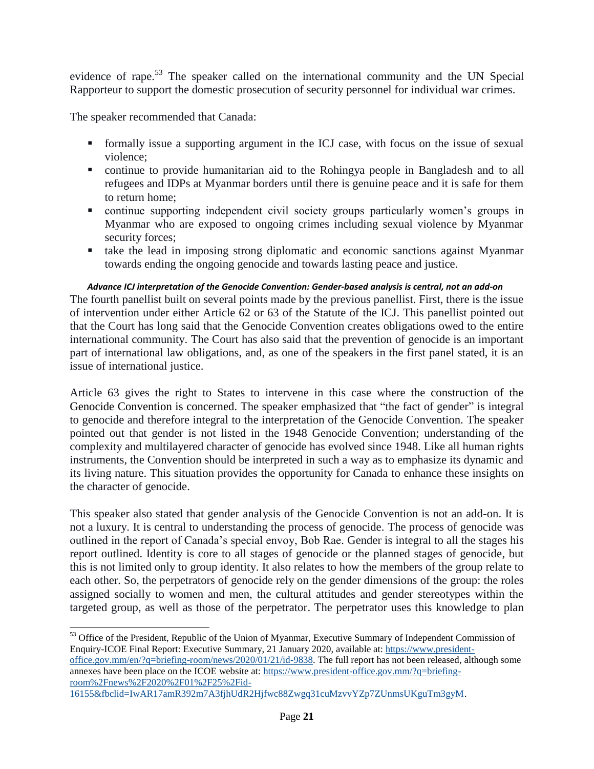evidence of rape.[53] The speaker called on the international community and the UN Special Rapporteur to support the domestic prosecution of security personnel for individual war crimes.

The speaker recommended that Canada:

- formally issue a supporting argument in the ICJ case, with focus on the issue of sexual violence;
- continue to provide humanitarian aid to the Rohingya people in Bangladesh and to all refugees and IDPs at Myanmar borders until there is genuine peace and it is safe for them to return home;
- continue supporting independent civil society groups particularly women's groups in Myanmar who are exposed to ongoing crimes including sexual violence by Myanmar security forces;
- take the lead in imposing strong diplomatic and economic sanctions against Myanmar towards ending the ongoing genocide and towards lasting peace and justice.

***Advance ICJ interpretation of the Genocide Convention: Gender-based analysis is central, not an add-on***

The fourth panellist built on several points made by the previous panellist. First, there is the issue of intervention under either Article 62 or 63 of the Statute of the ICJ. This panellist pointed out that the Court has long said that the Genocide Convention creates obligations owed to the entire international community. The Court has also said that the prevention of genocide is an important part of international law obligations, and, as one of the speakers in the first panel stated, it is an issue of international justice.

Article 63 gives the right to States to intervene in this case where the construction of the Genocide Convention is concerned. The speaker emphasized that "the fact of gender" is integral to genocide and therefore integral to the interpretation of the Genocide Convention. The speaker pointed out that gender is not listed in the 1948 Genocide Convention; understanding of the complexity and multilayered character of genocide has evolved since 1948. Like all human rights instruments, the Convention should be interpreted in such a way as to emphasize its dynamic and its living nature. This situation provides the opportunity for Canada to enhance these insights on the character of genocide.

This speaker also stated that gender analysis of the Genocide Convention is not an add-on. It is not a luxury. It is central to understanding the process of genocide. The process of genocide was outlined in the report of Canada's special envoy, Bob Rae. Gender is integral to all the stages his report outlined. Identity is core to all stages of genocide or the planned stages of genocide, but this is not limited only to group identity. It also relates to how the members of the group relate to each other. So, the perpetrators of genocide rely on the gender dimensions of the group: the roles assigned socially to women and men, the cultural attitudes and gender stereotypes within the targeted group, as well as those of the perpetrator. The perpetrator uses this knowledge to plan

---

[53] Office of the President, Republic of the Union of Myanmar, Executive Summary of Independent Commission of Enquiry-ICOE Final Report: Executive Summary, 21 January 2020, available at: https://www.president-office.gov.mm/en/?q=briefing-room/news/2020/01/21/id-9838. The full report has not been released, although some annexes have been place on the ICOE website at: https://www.president-office.gov.mm/?q=briefing-room%2Fnews%2F2020%2F01%2F25%2Fid-16155&fbclid=IwAR17amR392m7A3fjhUdR2Hjfwc88Zwgq31cuMzvvYZp7ZUnmsUKguTm3gyM.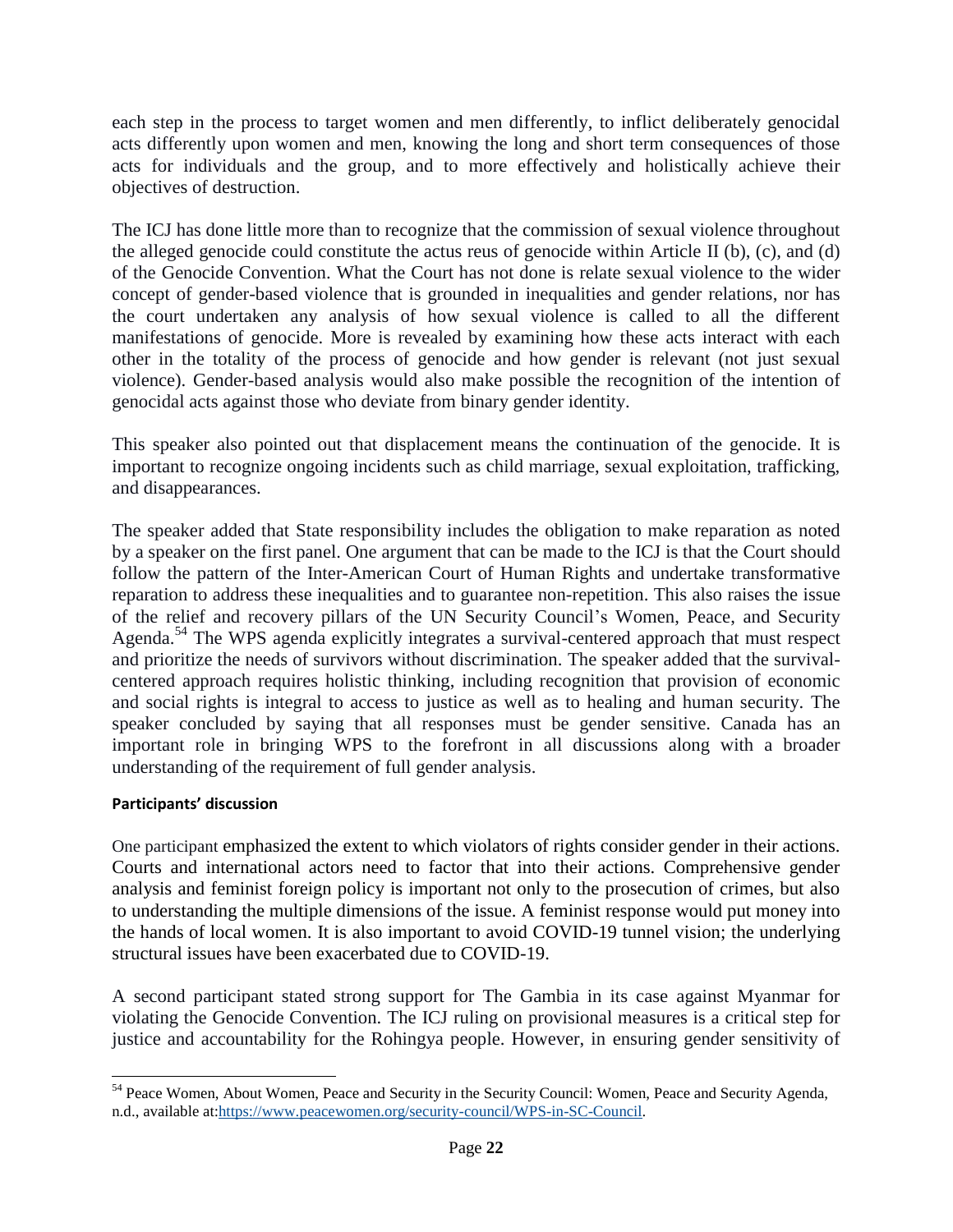each step in the process to target women and men differently, to inflict deliberately genocidal acts differently upon women and men, knowing the long and short term consequences of those acts for individuals and the group, and to more effectively and holistically achieve their objectives of destruction.

The ICJ has done little more than to recognize that the commission of sexual violence throughout the alleged genocide could constitute the actus reus of genocide within Article II (b), (c), and (d) of the Genocide Convention. What the Court has not done is relate sexual violence to the wider concept of gender-based violence that is grounded in inequalities and gender relations, nor has the court undertaken any analysis of how sexual violence is called to all the different manifestations of genocide. More is revealed by examining how these acts interact with each other in the totality of the process of genocide and how gender is relevant (not just sexual violence). Gender-based analysis would also make possible the recognition of the intention of genocidal acts against those who deviate from binary gender identity.

This speaker also pointed out that displacement means the continuation of the genocide. It is important to recognize ongoing incidents such as child marriage, sexual exploitation, trafficking, and disappearances.

The speaker added that State responsibility includes the obligation to make reparation as noted by a speaker on the first panel. One argument that can be made to the ICJ is that the Court should follow the pattern of the Inter-American Court of Human Rights and undertake transformative reparation to address these inequalities and to guarantee non-repetition. This also raises the issue of the relief and recovery pillars of the UN Security Council's Women, Peace, and Security Agenda.[54] The WPS agenda explicitly integrates a survival-centered approach that must respect and prioritize the needs of survivors without discrimination. The speaker added that the survival-centered approach requires holistic thinking, including recognition that provision of economic and social rights is integral to access to justice as well as to healing and human security. The speaker concluded by saying that all responses must be gender sensitive. Canada has an important role in bringing WPS to the forefront in all discussions along with a broader understanding of the requirement of full gender analysis.

#### Participants' discussion

One participant emphasized the extent to which violators of rights consider gender in their actions. Courts and international actors need to factor that into their actions. Comprehensive gender analysis and feminist foreign policy is important not only to the prosecution of crimes, but also to understanding the multiple dimensions of the issue. A feminist response would put money into the hands of local women. It is also important to avoid COVID-19 tunnel vision; the underlying structural issues have been exacerbated due to COVID-19.

A second participant stated strong support for The Gambia in its case against Myanmar for violating the Genocide Convention. The ICJ ruling on provisional measures is a critical step for justice and accountability for the Rohingya people. However, in ensuring gender sensitivity of

---

[54] Peace Women, About Women, Peace and Security in the Security Council: Women, Peace and Security Agenda, n.d., available at:https://www.peacewomen.org/security-council/WPS-in-SC-Council.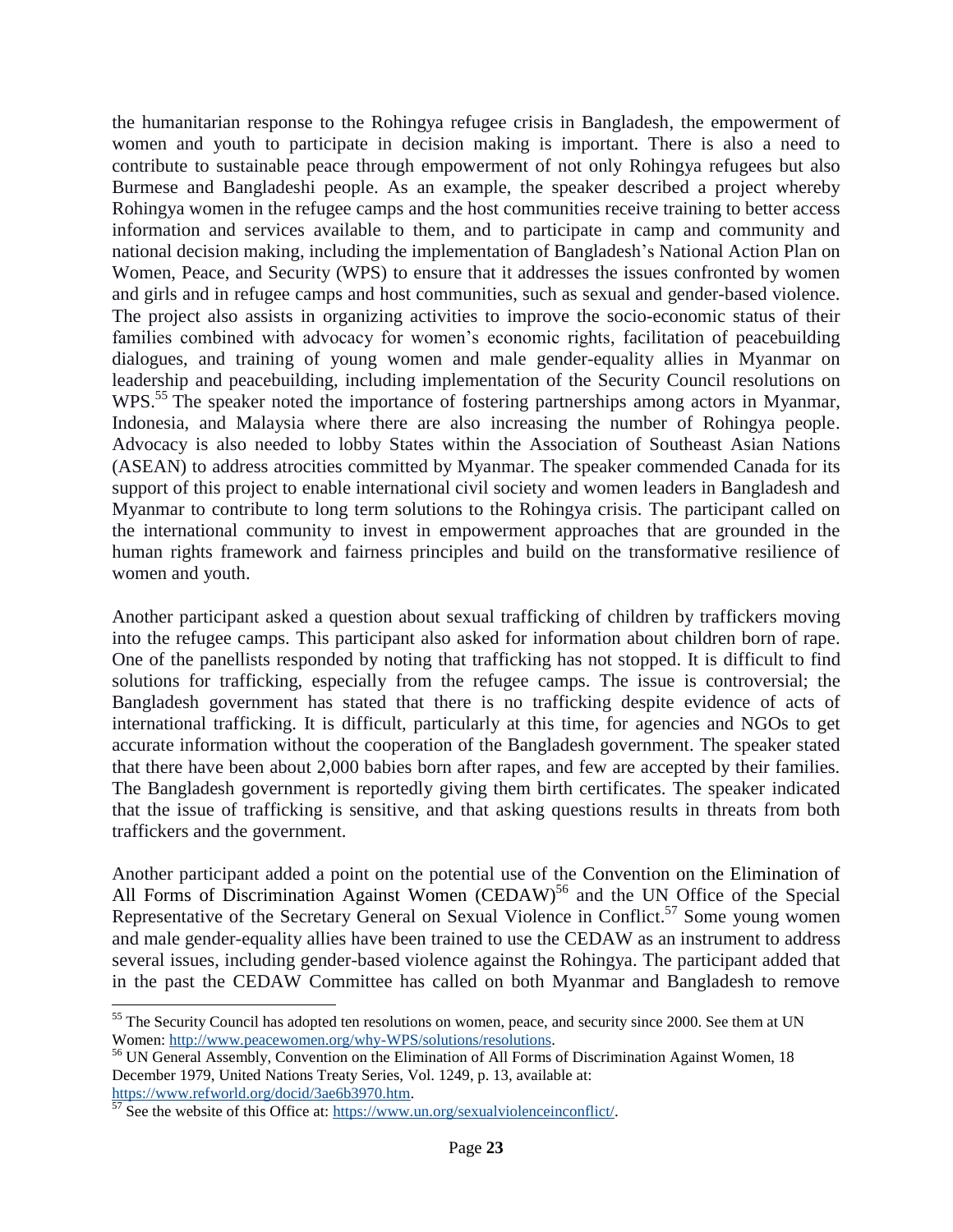the humanitarian response to the Rohingya refugee crisis in Bangladesh, the empowerment of women and youth to participate in decision making is important. There is also a need to contribute to sustainable peace through empowerment of not only Rohingya refugees but also Burmese and Bangladeshi people. As an example, the speaker described a project whereby Rohingya women in the refugee camps and the host communities receive training to better access information and services available to them, and to participate in camp and community and national decision making, including the implementation of Bangladesh's National Action Plan on Women, Peace, and Security (WPS) to ensure that it addresses the issues confronted by women and girls and in refugee camps and host communities, such as sexual and gender-based violence. The project also assists in organizing activities to improve the socio-economic status of their families combined with advocacy for women's economic rights, facilitation of peacebuilding dialogues, and training of young women and male gender-equality allies in Myanmar on leadership and peacebuilding, including implementation of the Security Council resolutions on WPS.[55] The speaker noted the importance of fostering partnerships among actors in Myanmar, Indonesia, and Malaysia where there are also increasing the number of Rohingya people. Advocacy is also needed to lobby States within the Association of Southeast Asian Nations (ASEAN) to address atrocities committed by Myanmar. The speaker commended Canada for its support of this project to enable international civil society and women leaders in Bangladesh and Myanmar to contribute to long term solutions to the Rohingya crisis. The participant called on the international community to invest in empowerment approaches that are grounded in the human rights framework and fairness principles and build on the transformative resilience of women and youth.

Another participant asked a question about sexual trafficking of children by traffickers moving into the refugee camps. This participant also asked for information about children born of rape. One of the panellists responded by noting that trafficking has not stopped. It is difficult to find solutions for trafficking, especially from the refugee camps. The issue is controversial; the Bangladesh government has stated that there is no trafficking despite evidence of acts of international trafficking. It is difficult, particularly at this time, for agencies and NGOs to get accurate information without the cooperation of the Bangladesh government. The speaker stated that there have been about 2,000 babies born after rapes, and few are accepted by their families. The Bangladesh government is reportedly giving them birth certificates. The speaker indicated that the issue of trafficking is sensitive, and that asking questions results in threats from both traffickers and the government.

Another participant added a point on the potential use of the Convention on the Elimination of All Forms of Discrimination Against Women (CEDAW)[56] and the UN Office of the Special Representative of the Secretary General on Sexual Violence in Conflict.[57] Some young women and male gender-equality allies have been trained to use the CEDAW as an instrument to address several issues, including gender-based violence against the Rohingya. The participant added that in the past the CEDAW Committee has called on both Myanmar and Bangladesh to remove

---

[55] The Security Council has adopted ten resolutions on women, peace, and security since 2000. See them at UN Women: http://www.peacewomen.org/why-WPS/solutions/resolutions.

[56] UN General Assembly, Convention on the Elimination of All Forms of Discrimination Against Women, 18 December 1979, United Nations Treaty Series, Vol. 1249, p. 13, available at: https://www.refworld.org/docid/3ae6b3970.htm.

[57] See the website of this Office at: https://www.un.org/sexualviolenceinconflict/.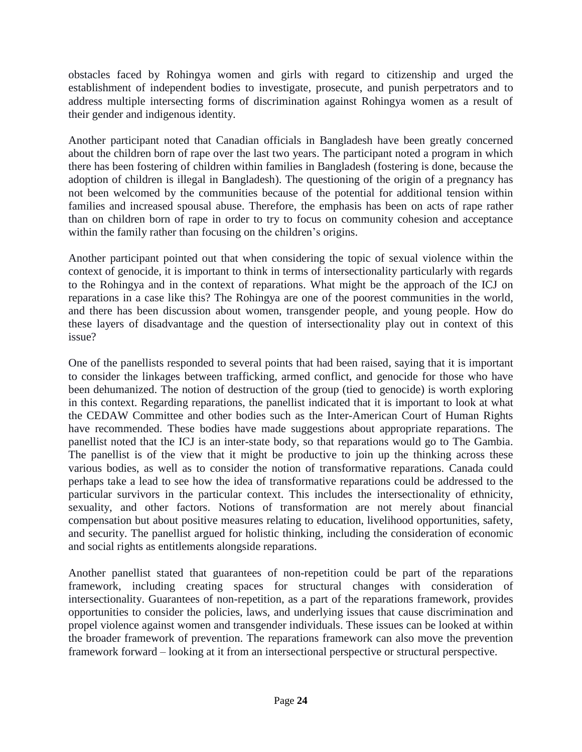obstacles faced by Rohingya women and girls with regard to citizenship and urged the establishment of independent bodies to investigate, prosecute, and punish perpetrators and to address multiple intersecting forms of discrimination against Rohingya women as a result of their gender and indigenous identity.

Another participant noted that Canadian officials in Bangladesh have been greatly concerned about the children born of rape over the last two years. The participant noted a program in which there has been fostering of children within families in Bangladesh (fostering is done, because the adoption of children is illegal in Bangladesh). The questioning of the origin of a pregnancy has not been welcomed by the communities because of the potential for additional tension within families and increased spousal abuse. Therefore, the emphasis has been on acts of rape rather than on children born of rape in order to try to focus on community cohesion and acceptance within the family rather than focusing on the children's origins.

Another participant pointed out that when considering the topic of sexual violence within the context of genocide, it is important to think in terms of intersectionality particularly with regards to the Rohingya and in the context of reparations. What might be the approach of the ICJ on reparations in a case like this? The Rohingya are one of the poorest communities in the world, and there has been discussion about women, transgender people, and young people. How do these layers of disadvantage and the question of intersectionality play out in context of this issue?

One of the panellists responded to several points that had been raised, saying that it is important to consider the linkages between trafficking, armed conflict, and genocide for those who have been dehumanized. The notion of destruction of the group (tied to genocide) is worth exploring in this context. Regarding reparations, the panellist indicated that it is important to look at what the CEDAW Committee and other bodies such as the Inter-American Court of Human Rights have recommended. These bodies have made suggestions about appropriate reparations. The panellist noted that the ICJ is an inter-state body, so that reparations would go to The Gambia. The panellist is of the view that it might be productive to join up the thinking across these various bodies, as well as to consider the notion of transformative reparations. Canada could perhaps take a lead to see how the idea of transformative reparations could be addressed to the particular survivors in the particular context. This includes the intersectionality of ethnicity, sexuality, and other factors. Notions of transformation are not merely about financial compensation but about positive measures relating to education, livelihood opportunities, safety, and security. The panellist argued for holistic thinking, including the consideration of economic and social rights as entitlements alongside reparations.

Another panellist stated that guarantees of non-repetition could be part of the reparations framework, including creating spaces for structural changes with consideration of intersectionality. Guarantees of non-repetition, as a part of the reparations framework, provides opportunities to consider the policies, laws, and underlying issues that cause discrimination and propel violence against women and transgender individuals. These issues can be looked at within the broader framework of prevention. The reparations framework can also move the prevention framework forward – looking at it from an intersectional perspective or structural perspective.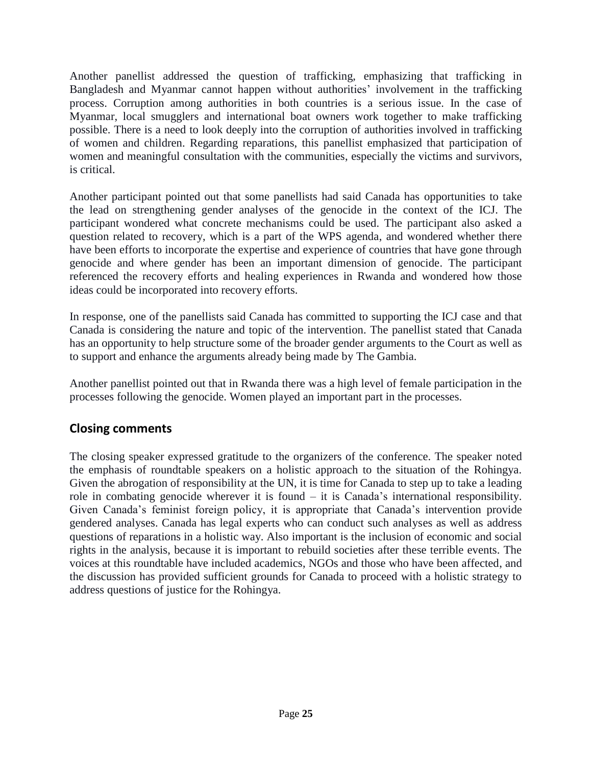Another panellist addressed the question of trafficking, emphasizing that trafficking in Bangladesh and Myanmar cannot happen without authorities' involvement in the trafficking process. Corruption among authorities in both countries is a serious issue. In the case of Myanmar, local smugglers and international boat owners work together to make trafficking possible. There is a need to look deeply into the corruption of authorities involved in trafficking of women and children. Regarding reparations, this panellist emphasized that participation of women and meaningful consultation with the communities, especially the victims and survivors, is critical.

Another participant pointed out that some panellists had said Canada has opportunities to take the lead on strengthening gender analyses of the genocide in the context of the ICJ. The participant wondered what concrete mechanisms could be used. The participant also asked a question related to recovery, which is a part of the WPS agenda, and wondered whether there have been efforts to incorporate the expertise and experience of countries that have gone through genocide and where gender has been an important dimension of genocide. The participant referenced the recovery efforts and healing experiences in Rwanda and wondered how those ideas could be incorporated into recovery efforts.

In response, one of the panellists said Canada has committed to supporting the ICJ case and that Canada is considering the nature and topic of the intervention. The panellist stated that Canada has an opportunity to help structure some of the broader gender arguments to the Court as well as to support and enhance the arguments already being made by The Gambia.

Another panellist pointed out that in Rwanda there was a high level of female participation in the processes following the genocide. Women played an important part in the processes.

## Closing comments

The closing speaker expressed gratitude to the organizers of the conference. The speaker noted the emphasis of roundtable speakers on a holistic approach to the situation of the Rohingya. Given the abrogation of responsibility at the UN, it is time for Canada to step up to take a leading role in combating genocide wherever it is found – it is Canada's international responsibility. Given Canada's feminist foreign policy, it is appropriate that Canada's intervention provide gendered analyses. Canada has legal experts who can conduct such analyses as well as address questions of reparations in a holistic way. Also important is the inclusion of economic and social rights in the analysis, because it is important to rebuild societies after these terrible events. The voices at this roundtable have included academics, NGOs and those who have been affected, and the discussion has provided sufficient grounds for Canada to proceed with a holistic strategy to address questions of justice for the Rohingya.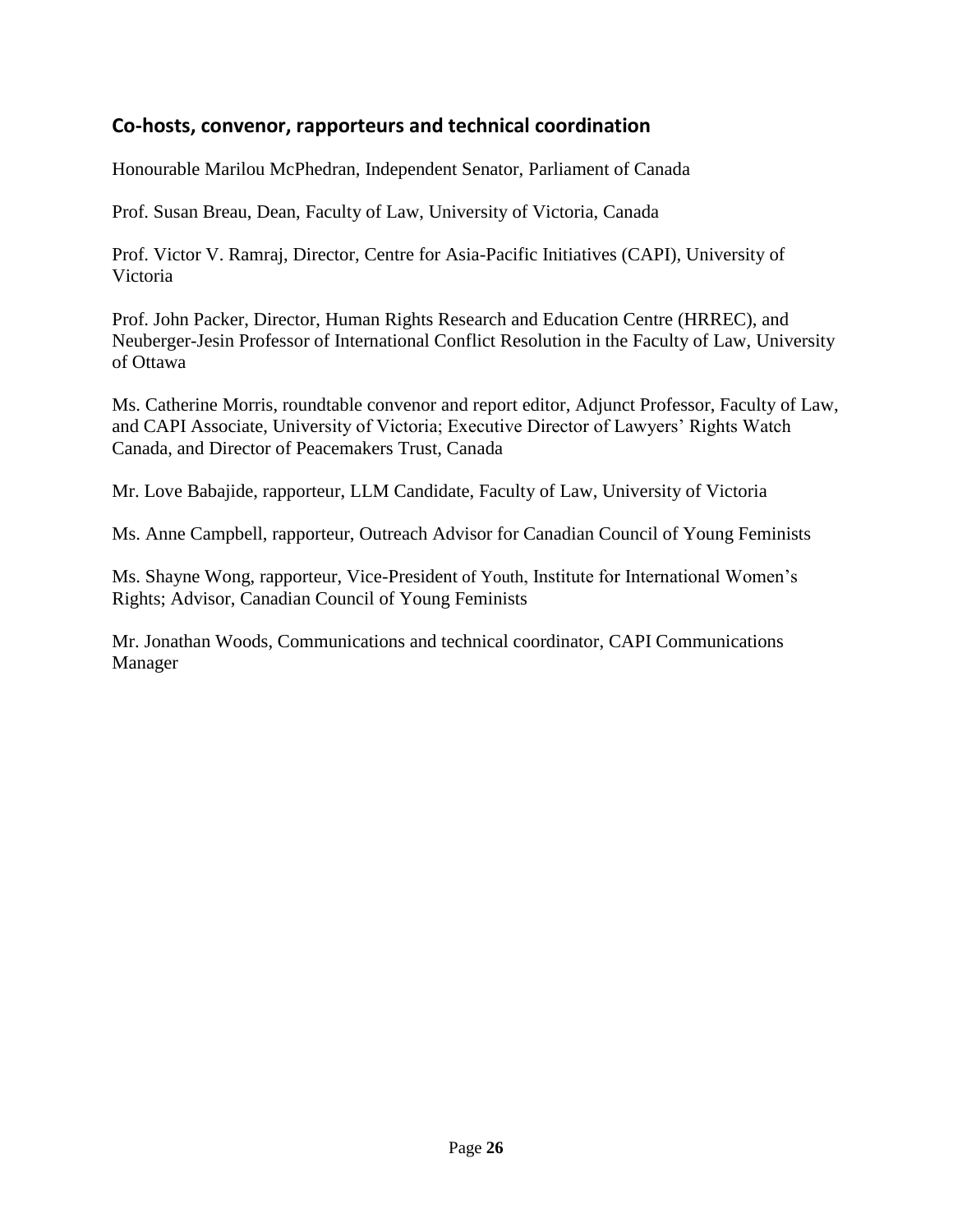## Co-hosts, convenor, rapporteurs and technical coordination

Honourable Marilou McPhedran, Independent Senator, Parliament of Canada

Prof. Susan Breau, Dean, Faculty of Law, University of Victoria, Canada

Prof. Victor V. Ramraj, Director, Centre for Asia-Pacific Initiatives (CAPI), University of Victoria

Prof. John Packer, Director, Human Rights Research and Education Centre (HRREC), and Neuberger-Jesin Professor of International Conflict Resolution in the Faculty of Law, University of Ottawa

Ms. Catherine Morris, roundtable convenor and report editor, Adjunct Professor, Faculty of Law, and CAPI Associate, University of Victoria; Executive Director of Lawyers' Rights Watch Canada, and Director of Peacemakers Trust, Canada

Mr. Love Babajide, rapporteur, LLM Candidate, Faculty of Law, University of Victoria

Ms. Anne Campbell, rapporteur, Outreach Advisor for Canadian Council of Young Feminists

Ms. Shayne Wong, rapporteur, Vice-President of Youth, Institute for International Women's Rights; Advisor, Canadian Council of Young Feminists

Mr. Jonathan Woods, Communications and technical coordinator, CAPI Communications Manager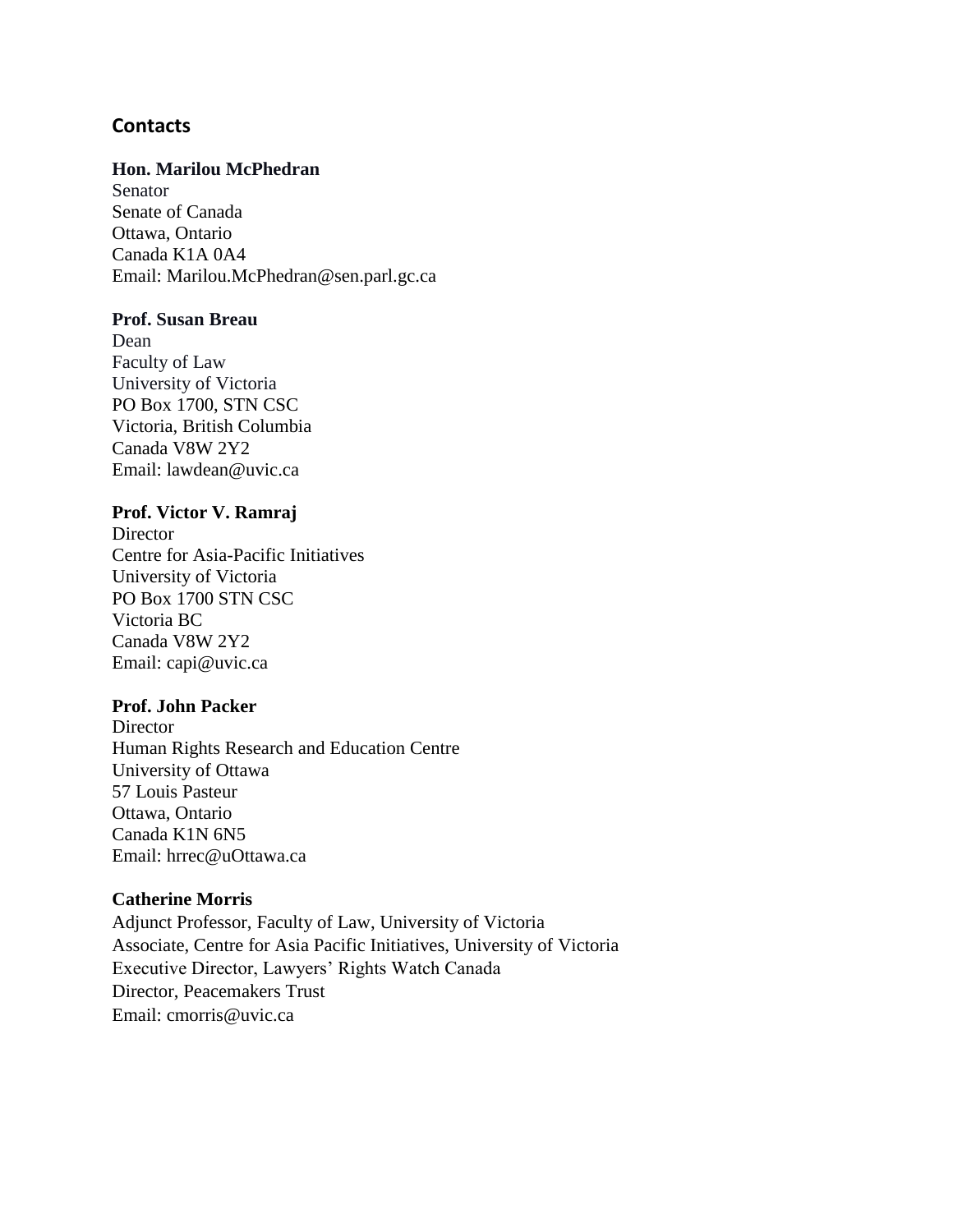## Contacts

**Hon. Marilou McPhedran**
Senator
Senate of Canada
Ottawa, Ontario
Canada K1A 0A4
Email: Marilou.McPhedran@sen.parl.gc.ca

**Prof. Susan Breau**
Dean
Faculty of Law
University of Victoria
PO Box 1700, STN CSC
Victoria, British Columbia
Canada V8W 2Y2
Email: lawdean@uvic.ca

**Prof. Victor V. Ramraj**
Director
Centre for Asia-Pacific Initiatives
University of Victoria
PO Box 1700 STN CSC
Victoria BC
Canada V8W 2Y2
Email: capi@uvic.ca

**Prof. John Packer**
Director
Human Rights Research and Education Centre
University of Ottawa
57 Louis Pasteur
Ottawa, Ontario
Canada K1N 6N5
Email: hrrec@uOttawa.ca

**Catherine Morris**
Adjunct Professor, Faculty of Law, University of Victoria
Associate, Centre for Asia Pacific Initiatives, University of Victoria
Executive Director, Lawyers' Rights Watch Canada
Director, Peacemakers Trust
Email: cmorris@uvic.ca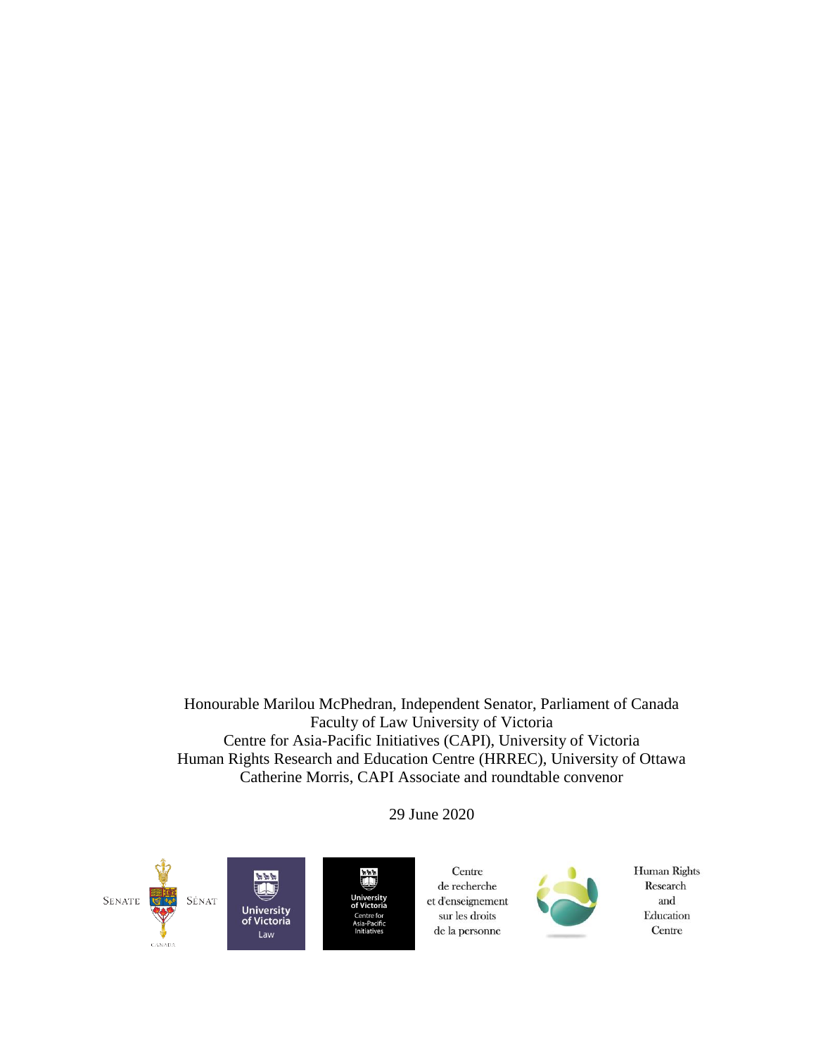Honourable Marilou McPhedran, Independent Senator, Parliament of Canada
Faculty of Law University of Victoria
Centre for Asia-Pacific Initiatives (CAPI), University of Victoria
Human Rights Research and Education Centre (HRREC), University of Ottawa
Catherine Morris, CAPI Associate and roundtable convenor

29 June 2020

SENATE SÉNAT CANADA

University of Victoria Law

University of Victoria Centre for Asia-Pacific Initiatives

Centre de recherche et d'enseignement sur les droits de la personne

Human Rights Research and Education Centre